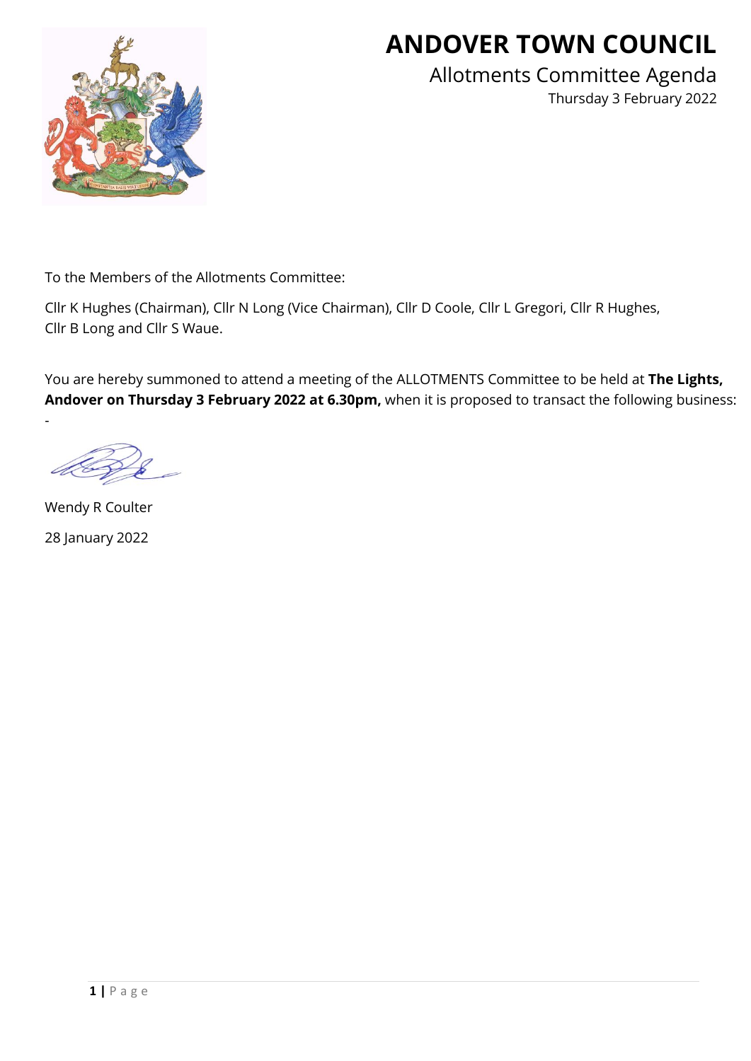# ANDOVER TOWN COUNCIL

## Allotments Committee Agenda

Thursday 3 February 2022

To the Members of the Allotments Committee:

Cllr K Hughes (Chairman), Cllr N Long (Vice Chairman), Cllr D Coole, Cllr L Gregori, Cllr R Hughes, Cllr B Long and Cllr S Waue.

You are hereby summoned to attend a meeting of the ALLOTMENTS Committee to be held at **The Lights, Andover on Thursday 3 February 2022 at 6.30pm,** when it is proposed to transact the following business:

-

Wendy R Coulter

28 January 2022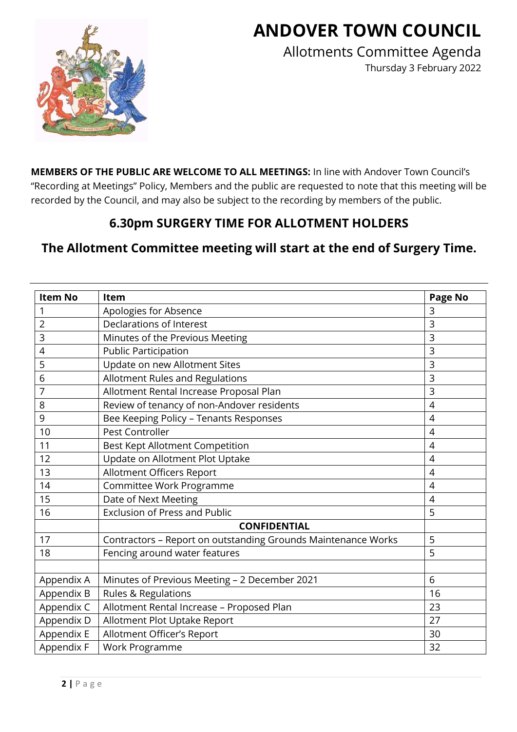# ANDOVER TOWN COUNCIL

## Allotments Committee Agenda

Thursday 3 February 2022

**MEMBERS OF THE PUBLIC ARE WELCOME TO ALL MEETINGS:** In line with Andover Town Council's "Recording at Meetings" Policy, Members and the public are requested to note that this meeting will be recorded by the Council, and may also be subject to the recording by members of the public.

## 6.30pm SURGERY TIME FOR ALLOTMENT HOLDERS

## The Allotment Committee meeting will start at the end of Surgery Time.

| Item No | Item | Page No |
|---|---|---|
| 1 | Apologies for Absence | 3 |
| 2 | Declarations of Interest | 3 |
| 3 | Minutes of the Previous Meeting | 3 |
| 4 | Public Participation | 3 |
| 5 | Update on new Allotment Sites | 3 |
| 6 | Allotment Rules and Regulations | 3 |
| 7 | Allotment Rental Increase Proposal Plan | 3 |
| 8 | Review of tenancy of non-Andover residents | 4 |
| 9 | Bee Keeping Policy – Tenants Responses | 4 |
| 10 | Pest Controller | 4 |
| 11 | Best Kept Allotment Competition | 4 |
| 12 | Update on Allotment Plot Uptake | 4 |
| 13 | Allotment Officers Report | 4 |
| 14 | Committee Work Programme | 4 |
| 15 | Date of Next Meeting | 4 |
| 16 | Exclusion of Press and Public | 5 |
| | **CONFIDENTIAL** | |
| 17 | Contractors – Report on outstanding Grounds Maintenance Works | 5 |
| 18 | Fencing around water features | 5 |
| | | |
| Appendix A | Minutes of Previous Meeting – 2 December 2021 | 6 |
| Appendix B | Rules & Regulations | 16 |
| Appendix C | Allotment Rental Increase – Proposed Plan | 23 |
| Appendix D | Allotment Plot Uptake Report | 27 |
| Appendix E | Allotment Officer's Report | 30 |
| Appendix F | Work Programme | 32 |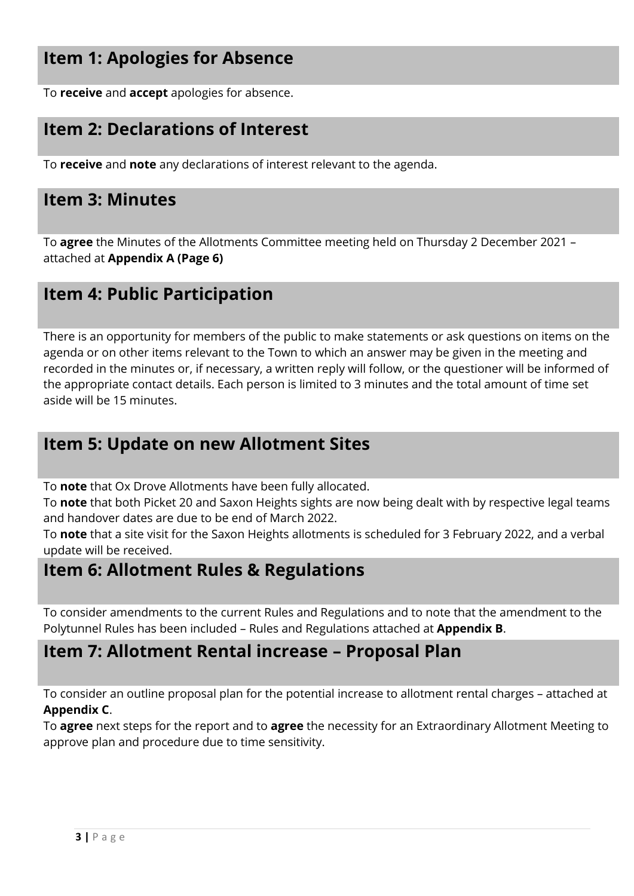## Item 1: Apologies for Absence

To **receive** and **accept** apologies for absence.

## Item 2: Declarations of Interest

To **receive** and **note** any declarations of interest relevant to the agenda.

## Item 3: Minutes

To **agree** the Minutes of the Allotments Committee meeting held on Thursday 2 December 2021 – attached at **Appendix A (Page 6)**

## Item 4: Public Participation

There is an opportunity for members of the public to make statements or ask questions on items on the agenda or on other items relevant to the Town to which an answer may be given in the meeting and recorded in the minutes or, if necessary, a written reply will follow, or the questioner will be informed of the appropriate contact details. Each person is limited to 3 minutes and the total amount of time set aside will be 15 minutes.

## Item 5: Update on new Allotment Sites

To **note** that Ox Drove Allotments have been fully allocated.
To **note** that both Picket 20 and Saxon Heights sights are now being dealt with by respective legal teams and handover dates are due to be end of March 2022.
To **note** that a site visit for the Saxon Heights allotments is scheduled for 3 February 2022, and a verbal update will be received.

## Item 6: Allotment Rules & Regulations

To consider amendments to the current Rules and Regulations and to note that the amendment to the Polytunnel Rules has been included – Rules and Regulations attached at **Appendix B**.

## Item 7: Allotment Rental increase – Proposal Plan

To consider an outline proposal plan for the potential increase to allotment rental charges – attached at **Appendix C**.
To **agree** next steps for the report and to **agree** the necessity for an Extraordinary Allotment Meeting to approve plan and procedure due to time sensitivity.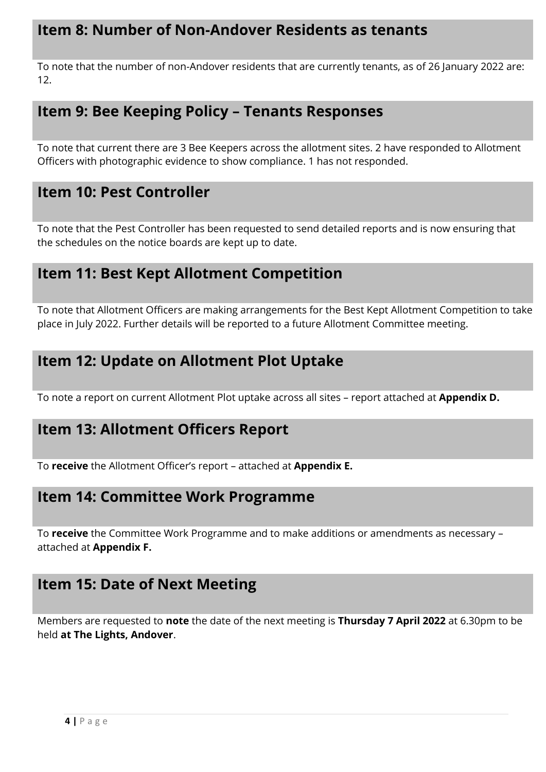## Item 8: Number of Non-Andover Residents as tenants

To note that the number of non-Andover residents that are currently tenants, as of 26 January 2022 are: 12.

## Item 9: Bee Keeping Policy – Tenants Responses

To note that current there are 3 Bee Keepers across the allotment sites. 2 have responded to Allotment Officers with photographic evidence to show compliance. 1 has not responded.

## Item 10: Pest Controller

To note that the Pest Controller has been requested to send detailed reports and is now ensuring that the schedules on the notice boards are kept up to date.

## Item 11: Best Kept Allotment Competition

To note that Allotment Officers are making arrangements for the Best Kept Allotment Competition to take place in July 2022. Further details will be reported to a future Allotment Committee meeting.

## Item 12: Update on Allotment Plot Uptake

To note a report on current Allotment Plot uptake across all sites – report attached at **Appendix D.**

## Item 13: Allotment Officers Report

To **receive** the Allotment Officer's report – attached at **Appendix E.**

## Item 14: Committee Work Programme

To **receive** the Committee Work Programme and to make additions or amendments as necessary – attached at **Appendix F.**

## Item 15: Date of Next Meeting

Members are requested to **note** the date of the next meeting is **Thursday 7 April 2022** at 6.30pm to be held **at The Lights, Andover**.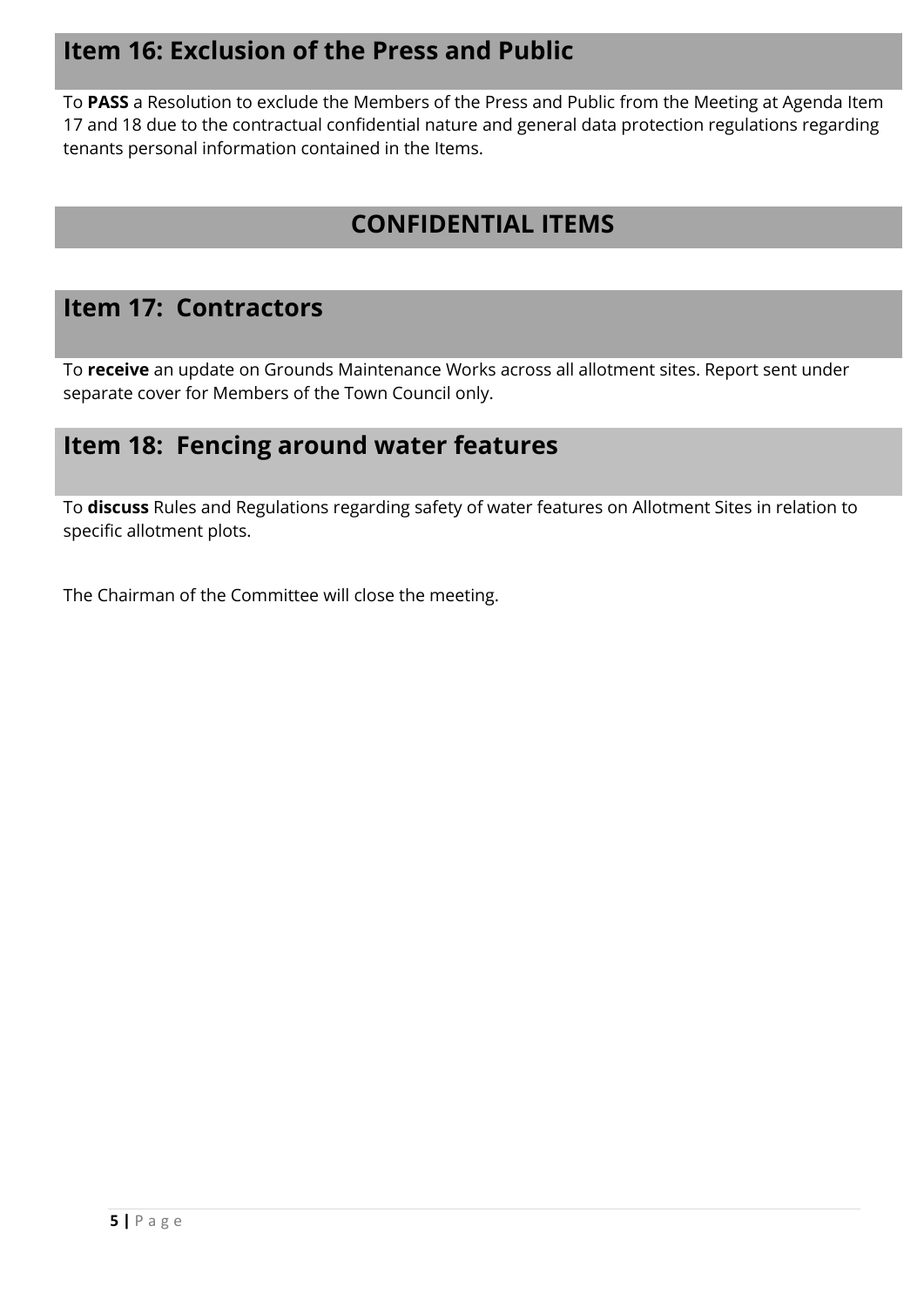## Item 16: Exclusion of the Press and Public

To **PASS** a Resolution to exclude the Members of the Press and Public from the Meeting at Agenda Item 17 and 18 due to the contractual confidential nature and general data protection regulations regarding tenants personal information contained in the Items.

## CONFIDENTIAL ITEMS

## Item 17: Contractors

To **receive** an update on Grounds Maintenance Works across all allotment sites. Report sent under separate cover for Members of the Town Council only.

## Item 18: Fencing around water features

To **discuss** Rules and Regulations regarding safety of water features on Allotment Sites in relation to specific allotment plots.

The Chairman of the Committee will close the meeting.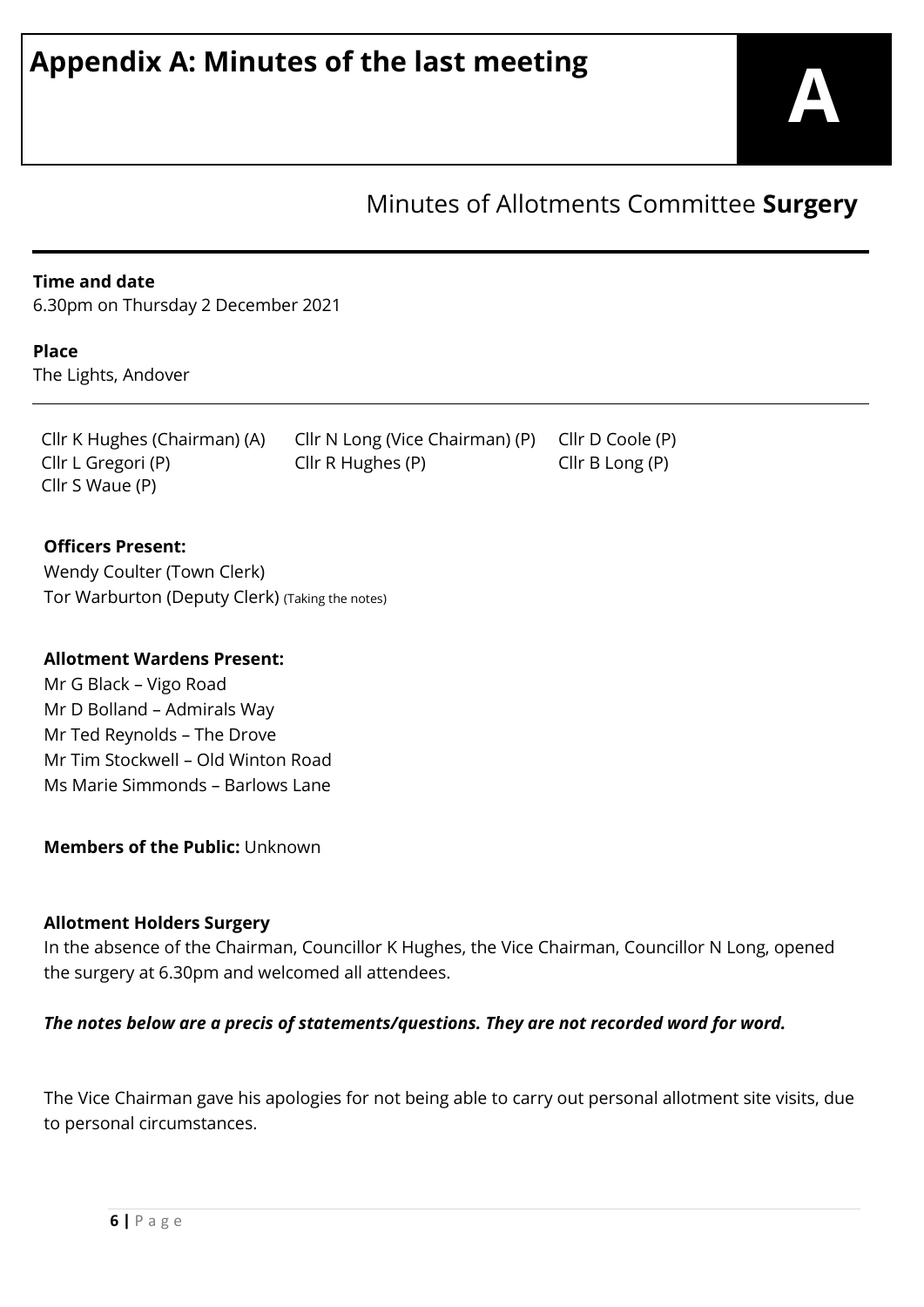# Appendix A: Minutes of the last meeting

**A**

## Minutes of Allotments Committee **Surgery**

**Time and date**
6.30pm on Thursday 2 December 2021

**Place**
The Lights, Andover

| | | |
|---|---|---|
| Cllr K Hughes (Chairman) (A) | Cllr N Long (Vice Chairman) (P) | Cllr D Coole (P) |
| Cllr L Gregori (P) | Cllr R Hughes (P) | Cllr B Long (P) |
| Cllr S Waue (P) | | |

**Officers Present:**
Wendy Coulter (Town Clerk)
Tor Warburton (Deputy Clerk) (Taking the notes)

**Allotment Wardens Present:**
Mr G Black – Vigo Road
Mr D Bolland – Admirals Way
Mr Ted Reynolds – The Drove
Mr Tim Stockwell – Old Winton Road
Ms Marie Simmonds – Barlows Lane

**Members of the Public:** Unknown

**Allotment Holders Surgery**
In the absence of the Chairman, Councillor K Hughes, the Vice Chairman, Councillor N Long, opened the surgery at 6.30pm and welcomed all attendees.

***The notes below are a precis of statements/questions. They are not recorded word for word.***

The Vice Chairman gave his apologies for not being able to carry out personal allotment site visits, due to personal circumstances.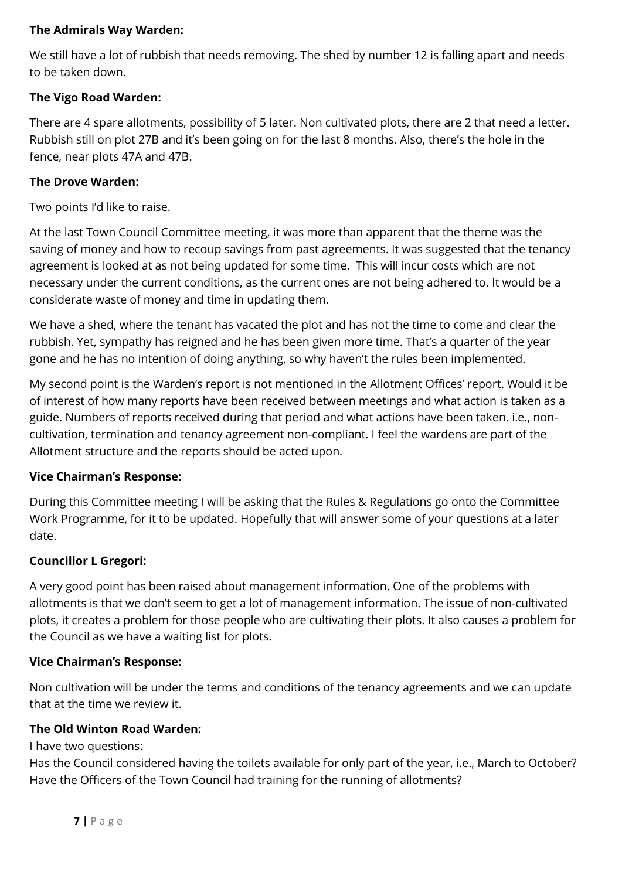**The Admirals Way Warden:**

We still have a lot of rubbish that needs removing. The shed by number 12 is falling apart and needs to be taken down.

**The Vigo Road Warden:**

There are 4 spare allotments, possibility of 5 later. Non cultivated plots, there are 2 that need a letter. Rubbish still on plot 27B and it's been going on for the last 8 months. Also, there's the hole in the fence, near plots 47A and 47B.

**The Drove Warden:**

Two points I'd like to raise.

At the last Town Council Committee meeting, it was more than apparent that the theme was the saving of money and how to recoup savings from past agreements. It was suggested that the tenancy agreement is looked at as not being updated for some time. This will incur costs which are not necessary under the current conditions, as the current ones are not being adhered to. It would be a considerate waste of money and time in updating them.

We have a shed, where the tenant has vacated the plot and has not the time to come and clear the rubbish. Yet, sympathy has reigned and he has been given more time. That's a quarter of the year gone and he has no intention of doing anything, so why haven't the rules been implemented.

My second point is the Warden's report is not mentioned in the Allotment Offices' report. Would it be of interest of how many reports have been received between meetings and what action is taken as a guide. Numbers of reports received during that period and what actions have been taken. i.e., non-cultivation, termination and tenancy agreement non-compliant. I feel the wardens are part of the Allotment structure and the reports should be acted upon.

**Vice Chairman's Response:**

During this Committee meeting I will be asking that the Rules & Regulations go onto the Committee Work Programme, for it to be updated. Hopefully that will answer some of your questions at a later date.

**Councillor L Gregori:**

A very good point has been raised about management information. One of the problems with allotments is that we don't seem to get a lot of management information. The issue of non-cultivated plots, it creates a problem for those people who are cultivating their plots. It also causes a problem for the Council as we have a waiting list for plots.

**Vice Chairman's Response:**

Non cultivation will be under the terms and conditions of the tenancy agreements and we can update that at the time we review it.

**The Old Winton Road Warden:**

I have two questions:
Has the Council considered having the toilets available for only part of the year, i.e., March to October?
Have the Officers of the Town Council had training for the running of allotments?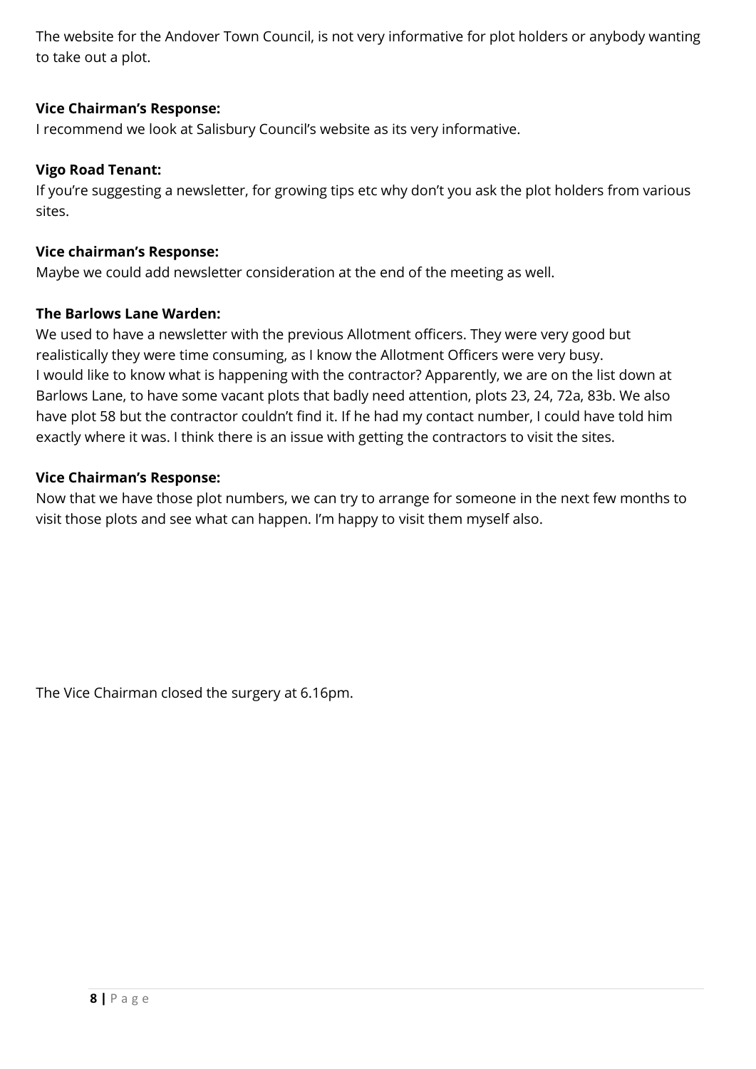The website for the Andover Town Council, is not very informative for plot holders or anybody wanting to take out a plot.

**Vice Chairman's Response:**
I recommend we look at Salisbury Council's website as its very informative.

**Vigo Road Tenant:**
If you're suggesting a newsletter, for growing tips etc why don't you ask the plot holders from various sites.

**Vice chairman's Response:**
Maybe we could add newsletter consideration at the end of the meeting as well.

**The Barlows Lane Warden:**
We used to have a newsletter with the previous Allotment officers. They were very good but realistically they were time consuming, as I know the Allotment Officers were very busy.
I would like to know what is happening with the contractor? Apparently, we are on the list down at Barlows Lane, to have some vacant plots that badly need attention, plots 23, 24, 72a, 83b. We also have plot 58 but the contractor couldn't find it. If he had my contact number, I could have told him exactly where it was. I think there is an issue with getting the contractors to visit the sites.

**Vice Chairman's Response:**
Now that we have those plot numbers, we can try to arrange for someone in the next few months to visit those plots and see what can happen. I'm happy to visit them myself also.

The Vice Chairman closed the surgery at 6.16pm.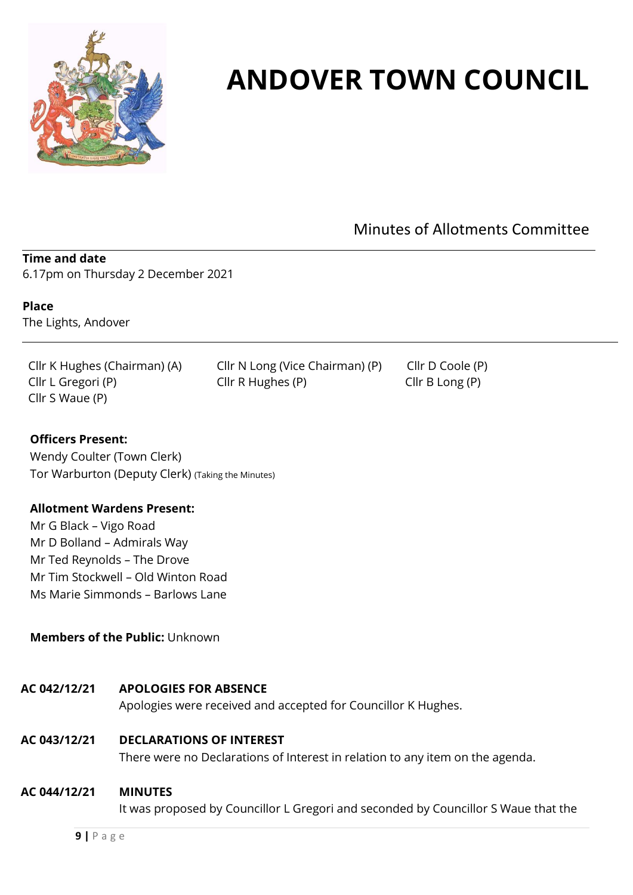# ANDOVER TOWN COUNCIL

## Minutes of Allotments Committee

**Time and date**
6.17pm on Thursday 2 December 2021

**Place**
The Lights, Andover

Cllr K Hughes (Chairman) (A)
Cllr N Long (Vice Chairman) (P)
Cllr D Coole (P)
Cllr L Gregori (P)
Cllr R Hughes (P)
Cllr B Long (P)
Cllr S Waue (P)

**Officers Present:**
Wendy Coulter (Town Clerk)
Tor Warburton (Deputy Clerk) (Taking the Minutes)

**Allotment Wardens Present:**
Mr G Black – Vigo Road
Mr D Bolland – Admirals Way
Mr Ted Reynolds – The Drove
Mr Tim Stockwell – Old Winton Road
Ms Marie Simmonds – Barlows Lane

**Members of the Public:** Unknown

**AC 042/12/21 APOLOGIES FOR ABSENCE**
Apologies were received and accepted for Councillor K Hughes.

**AC 043/12/21 DECLARATIONS OF INTEREST**
There were no Declarations of Interest in relation to any item on the agenda.

**AC 044/12/21 MINUTES**
It was proposed by Councillor L Gregori and seconded by Councillor S Waue that the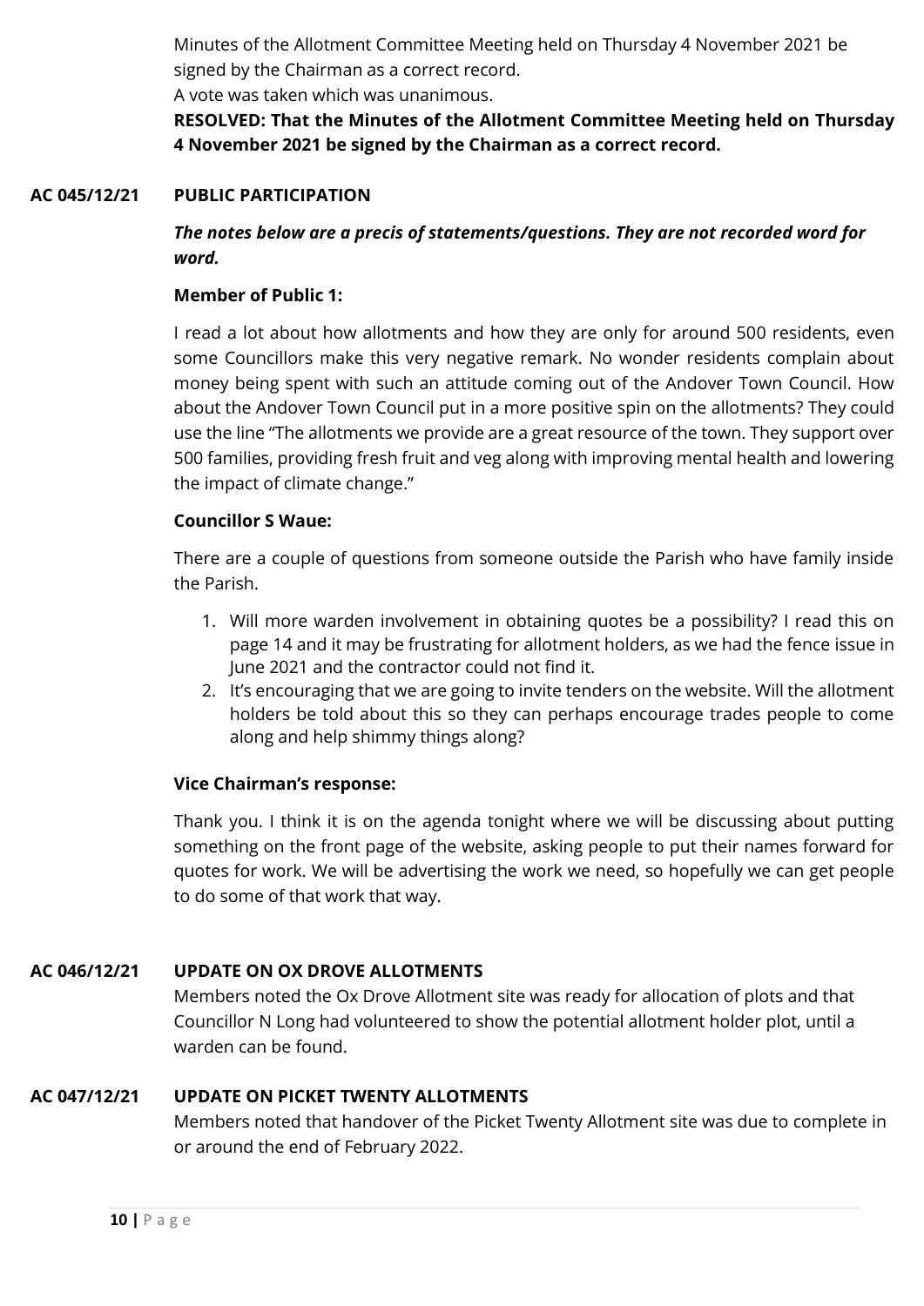Minutes of the Allotment Committee Meeting held on Thursday 4 November 2021 be signed by the Chairman as a correct record.

A vote was taken which was unanimous.

**RESOLVED: That the Minutes of the Allotment Committee Meeting held on Thursday 4 November 2021 be signed by the Chairman as a correct record.**

## AC 045/12/21 PUBLIC PARTICIPATION

***The notes below are a precis of statements/questions. They are not recorded word for word.***

**Member of Public 1:**

I read a lot about how allotments and how they are only for around 500 residents, even some Councillors make this very negative remark. No wonder residents complain about money being spent with such an attitude coming out of the Andover Town Council. How about the Andover Town Council put in a more positive spin on the allotments? They could use the line "The allotments we provide are a great resource of the town. They support over 500 families, providing fresh fruit and veg along with improving mental health and lowering the impact of climate change."

**Councillor S Waue:**

There are a couple of questions from someone outside the Parish who have family inside the Parish.

1. Will more warden involvement in obtaining quotes be a possibility? I read this on page 14 and it may be frustrating for allotment holders, as we had the fence issue in June 2021 and the contractor could not find it.
2. It's encouraging that we are going to invite tenders on the website. Will the allotment holders be told about this so they can perhaps encourage trades people to come along and help shimmy things along?

**Vice Chairman's response:**

Thank you. I think it is on the agenda tonight where we will be discussing about putting something on the front page of the website, asking people to put their names forward for quotes for work. We will be advertising the work we need, so hopefully we can get people to do some of that work that way.

## AC 046/12/21 UPDATE ON OX DROVE ALLOTMENTS

Members noted the Ox Drove Allotment site was ready for allocation of plots and that Councillor N Long had volunteered to show the potential allotment holder plot, until a warden can be found.

## AC 047/12/21 UPDATE ON PICKET TWENTY ALLOTMENTS

Members noted that handover of the Picket Twenty Allotment site was due to complete in or around the end of February 2022.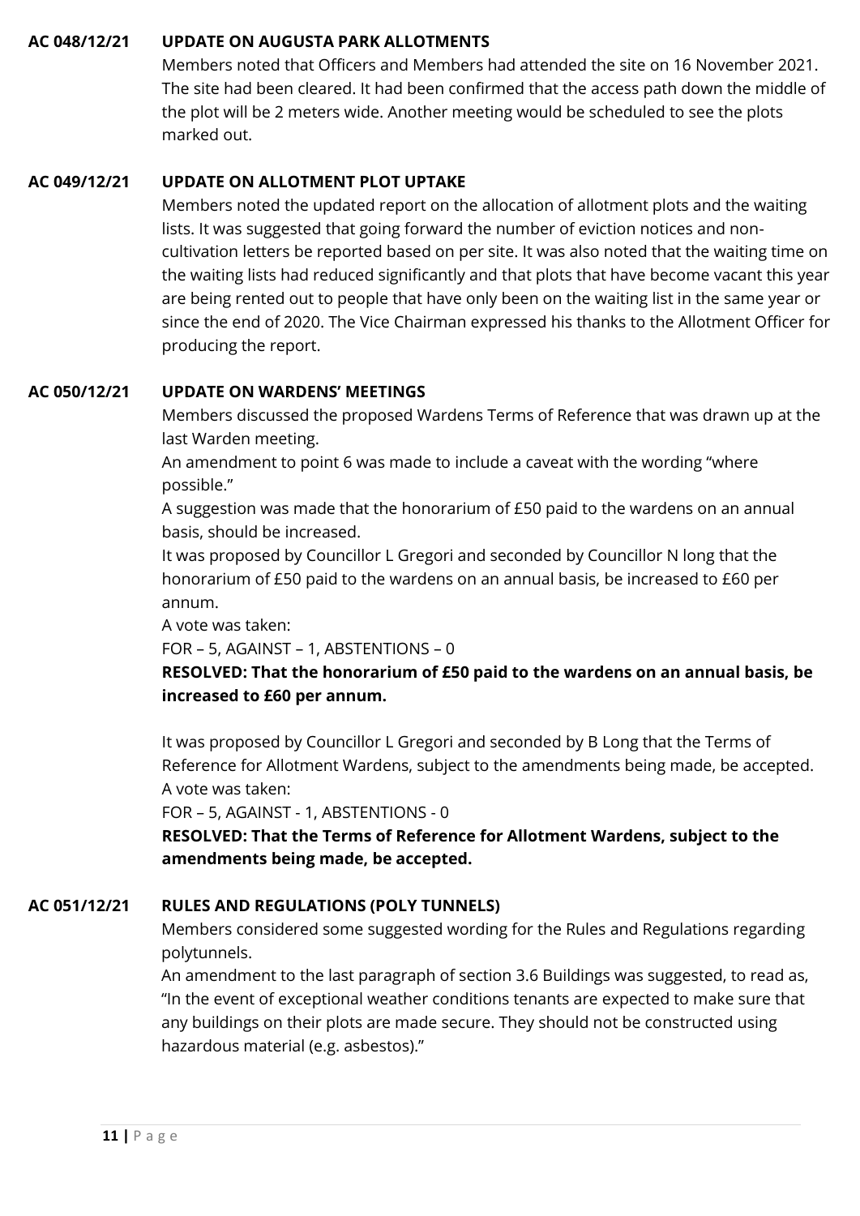**AC 048/12/21 UPDATE ON AUGUSTA PARK ALLOTMENTS**

Members noted that Officers and Members had attended the site on 16 November 2021. The site had been cleared. It had been confirmed that the access path down the middle of the plot will be 2 meters wide. Another meeting would be scheduled to see the plots marked out.

**AC 049/12/21 UPDATE ON ALLOTMENT PLOT UPTAKE**

Members noted the updated report on the allocation of allotment plots and the waiting lists. It was suggested that going forward the number of eviction notices and non-cultivation letters be reported based on per site. It was also noted that the waiting time on the waiting lists had reduced significantly and that plots that have become vacant this year are being rented out to people that have only been on the waiting list in the same year or since the end of 2020. The Vice Chairman expressed his thanks to the Allotment Officer for producing the report.

**AC 050/12/21 UPDATE ON WARDENS' MEETINGS**

Members discussed the proposed Wardens Terms of Reference that was drawn up at the last Warden meeting.

An amendment to point 6 was made to include a caveat with the wording "where possible."

A suggestion was made that the honorarium of £50 paid to the wardens on an annual basis, should be increased.

It was proposed by Councillor L Gregori and seconded by Councillor N long that the honorarium of £50 paid to the wardens on an annual basis, be increased to £60 per annum.

A vote was taken:

FOR – 5, AGAINST – 1, ABSTENTIONS – 0

**RESOLVED: That the honorarium of £50 paid to the wardens on an annual basis, be increased to £60 per annum.**

It was proposed by Councillor L Gregori and seconded by B Long that the Terms of Reference for Allotment Wardens, subject to the amendments being made, be accepted.

A vote was taken:

FOR – 5, AGAINST - 1, ABSTENTIONS - 0

**RESOLVED: That the Terms of Reference for Allotment Wardens, subject to the amendments being made, be accepted.**

**AC 051/12/21 RULES AND REGULATIONS (POLY TUNNELS)**

Members considered some suggested wording for the Rules and Regulations regarding polytunnels.

An amendment to the last paragraph of section 3.6 Buildings was suggested, to read as, "In the event of exceptional weather conditions tenants are expected to make sure that any buildings on their plots are made secure. They should not be constructed using hazardous material (e.g. asbestos)."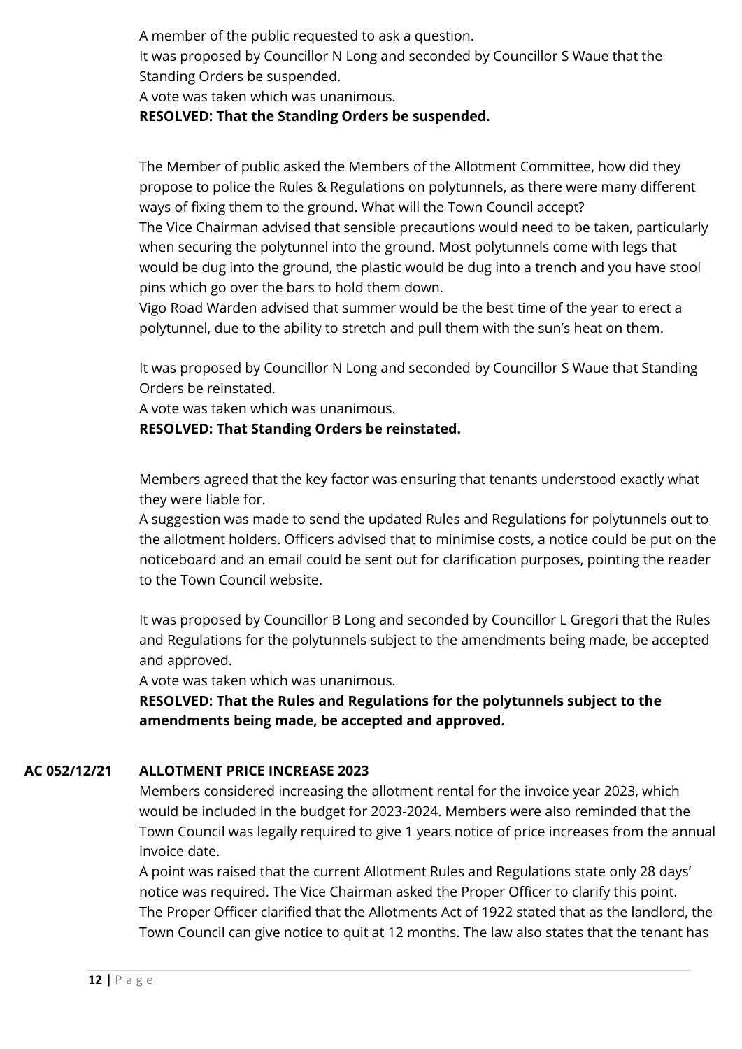A member of the public requested to ask a question.
It was proposed by Councillor N Long and seconded by Councillor S Waue that the Standing Orders be suspended.
A vote was taken which was unanimous.
**RESOLVED: That the Standing Orders be suspended.**

The Member of public asked the Members of the Allotment Committee, how did they propose to police the Rules & Regulations on polytunnels, as there were many different ways of fixing them to the ground. What will the Town Council accept?
The Vice Chairman advised that sensible precautions would need to be taken, particularly when securing the polytunnel into the ground. Most polytunnels come with legs that would be dug into the ground, the plastic would be dug into a trench and you have stool pins which go over the bars to hold them down.
Vigo Road Warden advised that summer would be the best time of the year to erect a polytunnel, due to the ability to stretch and pull them with the sun's heat on them.

It was proposed by Councillor N Long and seconded by Councillor S Waue that Standing Orders be reinstated.
A vote was taken which was unanimous.
**RESOLVED: That Standing Orders be reinstated.**

Members agreed that the key factor was ensuring that tenants understood exactly what they were liable for.
A suggestion was made to send the updated Rules and Regulations for polytunnels out to the allotment holders. Officers advised that to minimise costs, a notice could be put on the noticeboard and an email could be sent out for clarification purposes, pointing the reader to the Town Council website.

It was proposed by Councillor B Long and seconded by Councillor L Gregori that the Rules and Regulations for the polytunnels subject to the amendments being made, be accepted and approved.
A vote was taken which was unanimous.
**RESOLVED: That the Rules and Regulations for the polytunnels subject to the amendments being made, be accepted and approved.**

**AC 052/12/21 ALLOTMENT PRICE INCREASE 2023**

Members considered increasing the allotment rental for the invoice year 2023, which would be included in the budget for 2023-2024. Members were also reminded that the Town Council was legally required to give 1 years notice of price increases from the annual invoice date.
A point was raised that the current Allotment Rules and Regulations state only 28 days' notice was required. The Vice Chairman asked the Proper Officer to clarify this point.
The Proper Officer clarified that the Allotments Act of 1922 stated that as the landlord, the Town Council can give notice to quit at 12 months. The law also states that the tenant has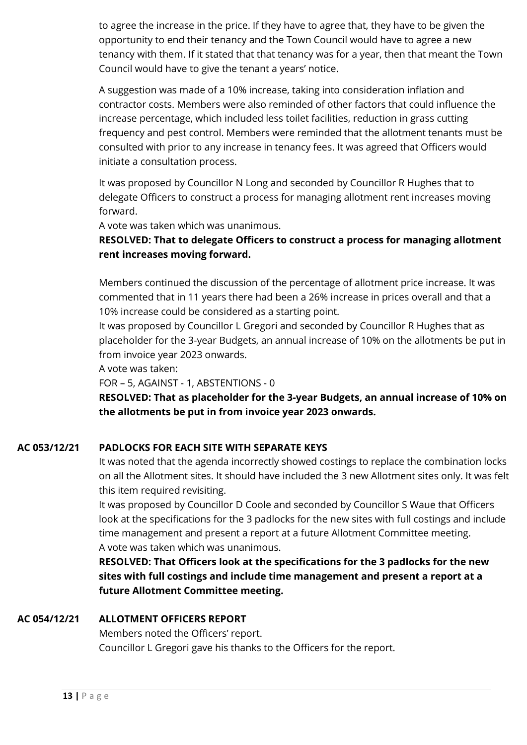to agree the increase in the price. If they have to agree that, they have to be given the opportunity to end their tenancy and the Town Council would have to agree a new tenancy with them. If it stated that that tenancy was for a year, then that meant the Town Council would have to give the tenant a years' notice.

A suggestion was made of a 10% increase, taking into consideration inflation and contractor costs. Members were also reminded of other factors that could influence the increase percentage, which included less toilet facilities, reduction in grass cutting frequency and pest control. Members were reminded that the allotment tenants must be consulted with prior to any increase in tenancy fees. It was agreed that Officers would initiate a consultation process.

It was proposed by Councillor N Long and seconded by Councillor R Hughes that to delegate Officers to construct a process for managing allotment rent increases moving forward.
A vote was taken which was unanimous.
**RESOLVED: That to delegate Officers to construct a process for managing allotment rent increases moving forward.**

Members continued the discussion of the percentage of allotment price increase. It was commented that in 11 years there had been a 26% increase in prices overall and that a 10% increase could be considered as a starting point.
It was proposed by Councillor L Gregori and seconded by Councillor R Hughes that as placeholder for the 3-year Budgets, an annual increase of 10% on the allotments be put in from invoice year 2023 onwards.
A vote was taken:
FOR – 5, AGAINST - 1, ABSTENTIONS - 0
**RESOLVED: That as placeholder for the 3-year Budgets, an annual increase of 10% on the allotments be put in from invoice year 2023 onwards.**

**AC 053/12/21 PADLOCKS FOR EACH SITE WITH SEPARATE KEYS**

It was noted that the agenda incorrectly showed costings to replace the combination locks on all the Allotment sites. It should have included the 3 new Allotment sites only. It was felt this item required revisiting.
It was proposed by Councillor D Coole and seconded by Councillor S Waue that Officers look at the specifications for the 3 padlocks for the new sites with full costings and include time management and present a report at a future Allotment Committee meeting.
A vote was taken which was unanimous.
**RESOLVED: That Officers look at the specifications for the 3 padlocks for the new sites with full costings and include time management and present a report at a future Allotment Committee meeting.**

**AC 054/12/21 ALLOTMENT OFFICERS REPORT**

Members noted the Officers' report.
Councillor L Gregori gave his thanks to the Officers for the report.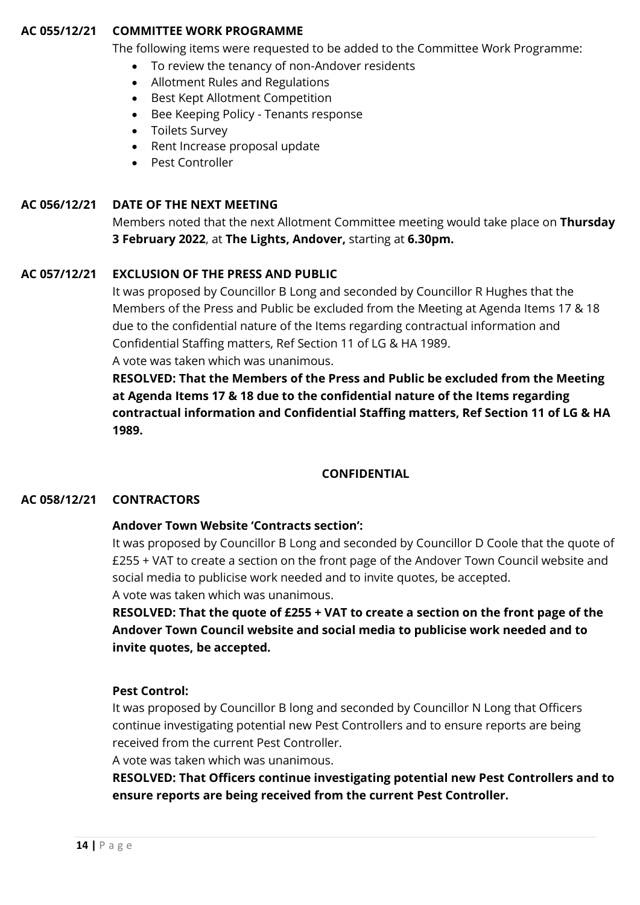**AC 055/12/21 COMMITTEE WORK PROGRAMME**

The following items were requested to be added to the Committee Work Programme:

- To review the tenancy of non-Andover residents
- Allotment Rules and Regulations
- Best Kept Allotment Competition
- Bee Keeping Policy - Tenants response
- Toilets Survey
- Rent Increase proposal update
- Pest Controller

**AC 056/12/21 DATE OF THE NEXT MEETING**

Members noted that the next Allotment Committee meeting would take place on **Thursday 3 February 2022**, at **The Lights, Andover,** starting at **6.30pm.**

**AC 057/12/21 EXCLUSION OF THE PRESS AND PUBLIC**

It was proposed by Councillor B Long and seconded by Councillor R Hughes that the Members of the Press and Public be excluded from the Meeting at Agenda Items 17 & 18 due to the confidential nature of the Items regarding contractual information and Confidential Staffing matters, Ref Section 11 of LG & HA 1989.
A vote was taken which was unanimous.

**RESOLVED: That the Members of the Press and Public be excluded from the Meeting at Agenda Items 17 & 18 due to the confidential nature of the Items regarding contractual information and Confidential Staffing matters, Ref Section 11 of LG & HA 1989.**

**CONFIDENTIAL**

**AC 058/12/21 CONTRACTORS**

**Andover Town Website 'Contracts section':**

It was proposed by Councillor B Long and seconded by Councillor D Coole that the quote of £255 + VAT to create a section on the front page of the Andover Town Council website and social media to publicise work needed and to invite quotes, be accepted.
A vote was taken which was unanimous.

**RESOLVED: That the quote of £255 + VAT to create a section on the front page of the Andover Town Council website and social media to publicise work needed and to invite quotes, be accepted.**

**Pest Control:**

It was proposed by Councillor B long and seconded by Councillor N Long that Officers continue investigating potential new Pest Controllers and to ensure reports are being received from the current Pest Controller.
A vote was taken which was unanimous.

**RESOLVED: That Officers continue investigating potential new Pest Controllers and to ensure reports are being received from the current Pest Controller.**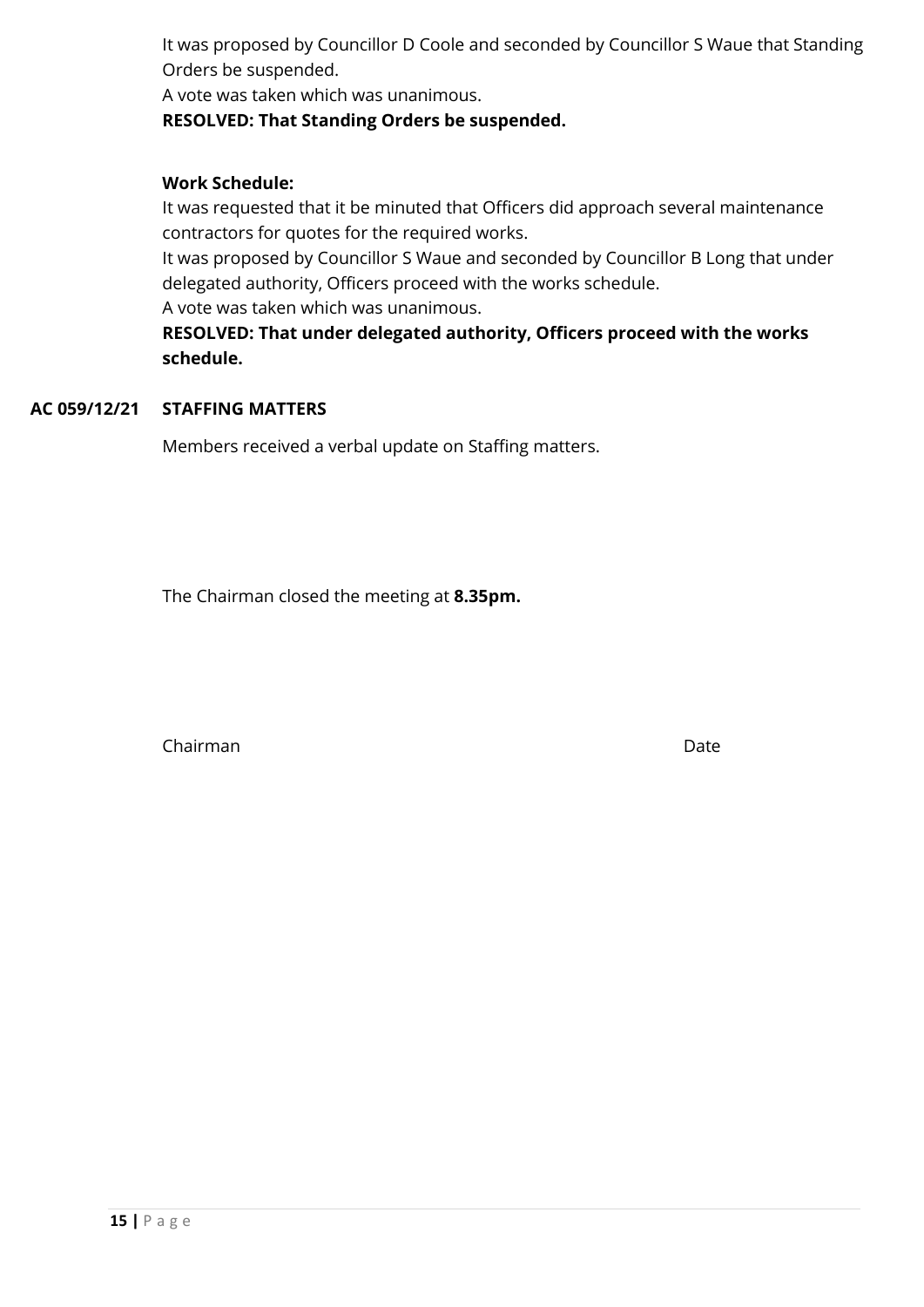It was proposed by Councillor D Coole and seconded by Councillor S Waue that Standing Orders be suspended.
A vote was taken which was unanimous.
**RESOLVED: That Standing Orders be suspended.**

**Work Schedule:**
It was requested that it be minuted that Officers did approach several maintenance contractors for quotes for the required works.
It was proposed by Councillor S Waue and seconded by Councillor B Long that under delegated authority, Officers proceed with the works schedule.
A vote was taken which was unanimous.
**RESOLVED: That under delegated authority, Officers proceed with the works schedule.**

**AC 059/12/21 STAFFING MATTERS**

Members received a verbal update on Staffing matters.

The Chairman closed the meeting at **8.35pm.**

Chairman Date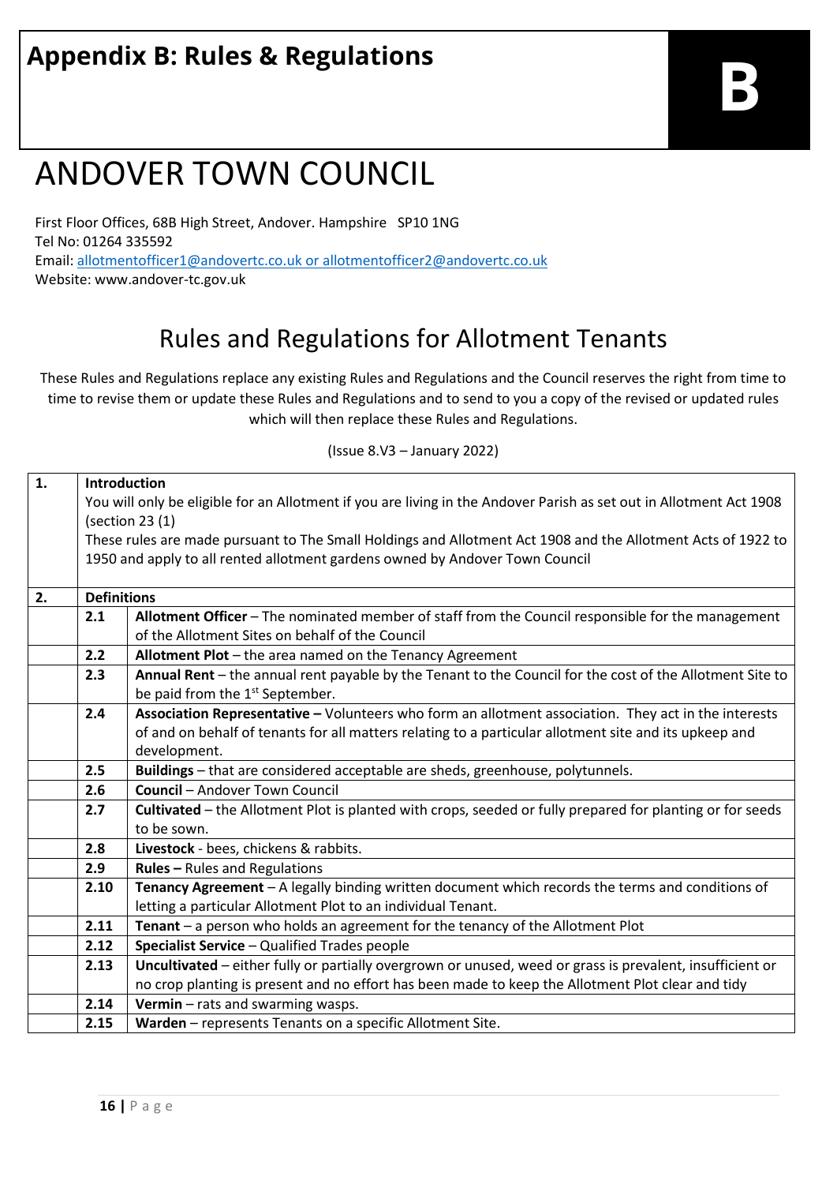# Appendix B: Rules & Regulations

**B**

# ANDOVER TOWN COUNCIL

First Floor Offices, 68B High Street, Andover. Hampshire SP10 1NG
Tel No: 01264 335592
Email: allotmentofficer1@andovertc.co.uk or allotmentofficer2@andovertc.co.uk
Website: www.andover-tc.gov.uk

## Rules and Regulations for Allotment Tenants

These Rules and Regulations replace any existing Rules and Regulations and the Council reserves the right from time to time to revise them or update these Rules and Regulations and to send to you a copy of the revised or updated rules which will then replace these Rules and Regulations.

(Issue 8.V3 – January 2022)

| | | |
|---|---|---|
| **1.** | **Introduction**<br>You will only be eligible for an Allotment if you are living in the Andover Parish as set out in Allotment Act 1908 (section 23 (1)<br>These rules are made pursuant to The Small Holdings and Allotment Act 1908 and the Allotment Acts of 1922 to 1950 and apply to all rented allotment gardens owned by Andover Town Council | |
| **2.** | **Definitions** | |
| | **2.1** | **Allotment Officer** – The nominated member of staff from the Council responsible for the management of the Allotment Sites on behalf of the Council |
| | **2.2** | **Allotment Plot** – the area named on the Tenancy Agreement |
| | **2.3** | **Annual Rent** – the annual rent payable by the Tenant to the Council for the cost of the Allotment Site to be paid from the 1st September. |
| | **2.4** | **Association Representative –** Volunteers who form an allotment association. They act in the interests of and on behalf of tenants for all matters relating to a particular allotment site and its upkeep and development. |
| | **2.5** | **Buildings** – that are considered acceptable are sheds, greenhouse, polytunnels. |
| | **2.6** | **Council** – Andover Town Council |
| | **2.7** | **Cultivated** – the Allotment Plot is planted with crops, seeded or fully prepared for planting or for seeds to be sown. |
| | **2.8** | **Livestock** - bees, chickens & rabbits. |
| | **2.9** | **Rules –** Rules and Regulations |
| | **2.10** | **Tenancy Agreement** – A legally binding written document which records the terms and conditions of letting a particular Allotment Plot to an individual Tenant. |
| | **2.11** | **Tenant** – a person who holds an agreement for the tenancy of the Allotment Plot |
| | **2.12** | **Specialist Service** – Qualified Trades people |
| | **2.13** | **Uncultivated** – either fully or partially overgrown or unused, weed or grass is prevalent, insufficient or no crop planting is present and no effort has been made to keep the Allotment Plot clear and tidy |
| | **2.14** | **Vermin** – rats and swarming wasps. |
| | **2.15** | **Warden** – represents Tenants on a specific Allotment Site. |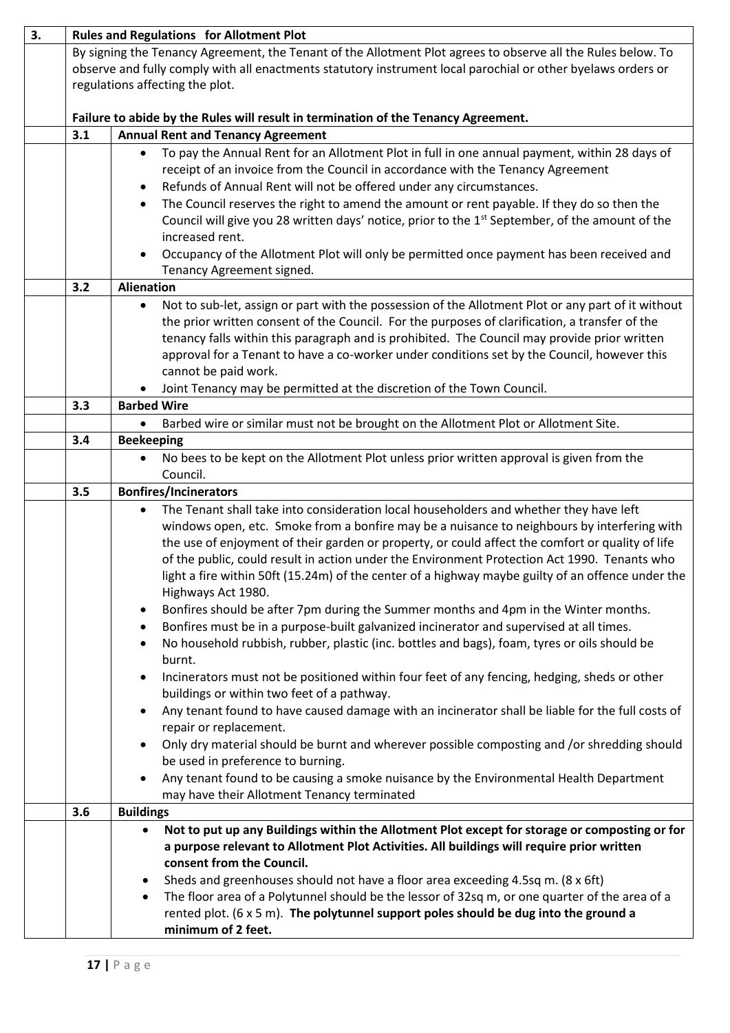## 3. Rules and Regulations for Allotment Plot

By signing the Tenancy Agreement, the Tenant of the Allotment Plot agrees to observe all the Rules below. To observe and fully comply with all enactments statutory instrument local parochial or other byelaws orders or regulations affecting the plot.

**Failure to abide by the Rules will result in termination of the Tenancy Agreement.**

### 3.1 Annual Rent and Tenancy Agreement

- To pay the Annual Rent for an Allotment Plot in full in one annual payment, within 28 days of receipt of an invoice from the Council in accordance with the Tenancy Agreement
- Refunds of Annual Rent will not be offered under any circumstances.
- The Council reserves the right to amend the amount or rent payable. If they do so then the Council will give you 28 written days' notice, prior to the 1st September, of the amount of the increased rent.
- Occupancy of the Allotment Plot will only be permitted once payment has been received and Tenancy Agreement signed.

### 3.2 Alienation

- Not to sub-let, assign or part with the possession of the Allotment Plot or any part of it without the prior written consent of the Council. For the purposes of clarification, a transfer of the tenancy falls within this paragraph and is prohibited. The Council may provide prior written approval for a Tenant to have a co-worker under conditions set by the Council, however this cannot be paid work.
- Joint Tenancy may be permitted at the discretion of the Town Council.

### 3.3 Barbed Wire

- Barbed wire or similar must not be brought on the Allotment Plot or Allotment Site.

### 3.4 Beekeeping

- No bees to be kept on the Allotment Plot unless prior written approval is given from the Council.

### 3.5 Bonfires/Incinerators

- The Tenant shall take into consideration local householders and whether they have left windows open, etc. Smoke from a bonfire may be a nuisance to neighbours by interfering with the use of enjoyment of their garden or property, or could affect the comfort or quality of life of the public, could result in action under the Environment Protection Act 1990. Tenants who light a fire within 50ft (15.24m) of the center of a highway maybe guilty of an offence under the Highways Act 1980.
- Bonfires should be after 7pm during the Summer months and 4pm in the Winter months.
- Bonfires must be in a purpose-built galvanized incinerator and supervised at all times.
- No household rubbish, rubber, plastic (inc. bottles and bags), foam, tyres or oils should be burnt.
- Incinerators must not be positioned within four feet of any fencing, hedging, sheds or other buildings or within two feet of a pathway.
- Any tenant found to have caused damage with an incinerator shall be liable for the full costs of repair or replacement.
- Only dry material should be burnt and wherever possible composting and /or shredding should be used in preference to burning.
- Any tenant found to be causing a smoke nuisance by the Environmental Health Department may have their Allotment Tenancy terminated

### 3.6 Buildings

- **Not to put up any Buildings within the Allotment Plot except for storage or composting or for a purpose relevant to Allotment Plot Activities. All buildings will require prior written consent from the Council.**
- Sheds and greenhouses should not have a floor area exceeding 4.5sq m. (8 x 6ft)
- The floor area of a Polytunnel should be the lessor of 32sq m, or one quarter of the area of a rented plot. (6 x 5 m). **The polytunnel support poles should be dug into the ground a minimum of 2 feet.**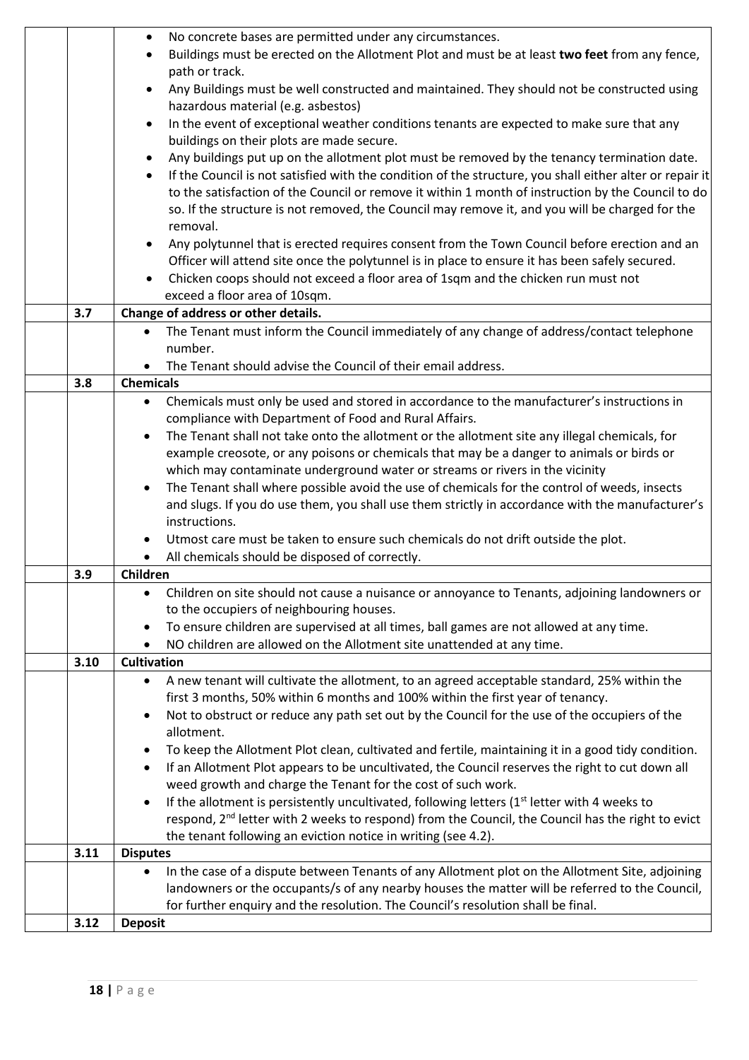| | | |
|---|---|---|
| | | • No concrete bases are permitted under any circumstances.<br>• Buildings must be erected on the Allotment Plot and must be at least **two feet** from any fence, path or track.<br>• Any Buildings must be well constructed and maintained. They should not be constructed using hazardous material (e.g. asbestos)<br>• In the event of exceptional weather conditions tenants are expected to make sure that any buildings on their plots are made secure.<br>• Any buildings put up on the allotment plot must be removed by the tenancy termination date.<br>• If the Council is not satisfied with the condition of the structure, you shall either alter or repair it to the satisfaction of the Council or remove it within 1 month of instruction by the Council to do so. If the structure is not removed, the Council may remove it, and you will be charged for the removal.<br>• Any polytunnel that is erected requires consent from the Town Council before erection and an Officer will attend site once the polytunnel is in place to ensure it has been safely secured.<br>• Chicken coops should not exceed a floor area of 1sqm and the chicken run must not exceed a floor area of 10sqm. |
| | **3.7** | **Change of address or other details.** |
| | | • The Tenant must inform the Council immediately of any change of address/contact telephone number.<br>• The Tenant should advise the Council of their email address. |
| | **3.8** | **Chemicals** |
| | | • Chemicals must only be used and stored in accordance to the manufacturer's instructions in compliance with Department of Food and Rural Affairs.<br>• The Tenant shall not take onto the allotment or the allotment site any illegal chemicals, for example creosote, or any poisons or chemicals that may be a danger to animals or birds or which may contaminate underground water or streams or rivers in the vicinity<br>• The Tenant shall where possible avoid the use of chemicals for the control of weeds, insects and slugs. If you do use them, you shall use them strictly in accordance with the manufacturer's instructions.<br>• Utmost care must be taken to ensure such chemicals do not drift outside the plot.<br>• All chemicals should be disposed of correctly. |
| | **3.9** | **Children** |
| | | • Children on site should not cause a nuisance or annoyance to Tenants, adjoining landowners or to the occupiers of neighbouring houses.<br>• To ensure children are supervised at all times, ball games are not allowed at any time.<br>• NO children are allowed on the Allotment site unattended at any time. |
| | **3.10** | **Cultivation** |
| | | • A new tenant will cultivate the allotment, to an agreed acceptable standard, 25% within the first 3 months, 50% within 6 months and 100% within the first year of tenancy.<br>• Not to obstruct or reduce any path set out by the Council for the use of the occupiers of the allotment.<br>• To keep the Allotment Plot clean, cultivated and fertile, maintaining it in a good tidy condition.<br>• If an Allotment Plot appears to be uncultivated, the Council reserves the right to cut down all weed growth and charge the Tenant for the cost of such work.<br>• If the allotment is persistently uncultivated, following letters (1st letter with 4 weeks to respond, 2nd letter with 2 weeks to respond) from the Council, the Council has the right to evict the tenant following an eviction notice in writing (see 4.2). |
| | **3.11** | **Disputes** |
| | | • In the case of a dispute between Tenants of any Allotment plot on the Allotment Site, adjoining landowners or the occupants/s of any nearby houses the matter will be referred to the Council, for further enquiry and the resolution. The Council's resolution shall be final. |
| | **3.12** | **Deposit** |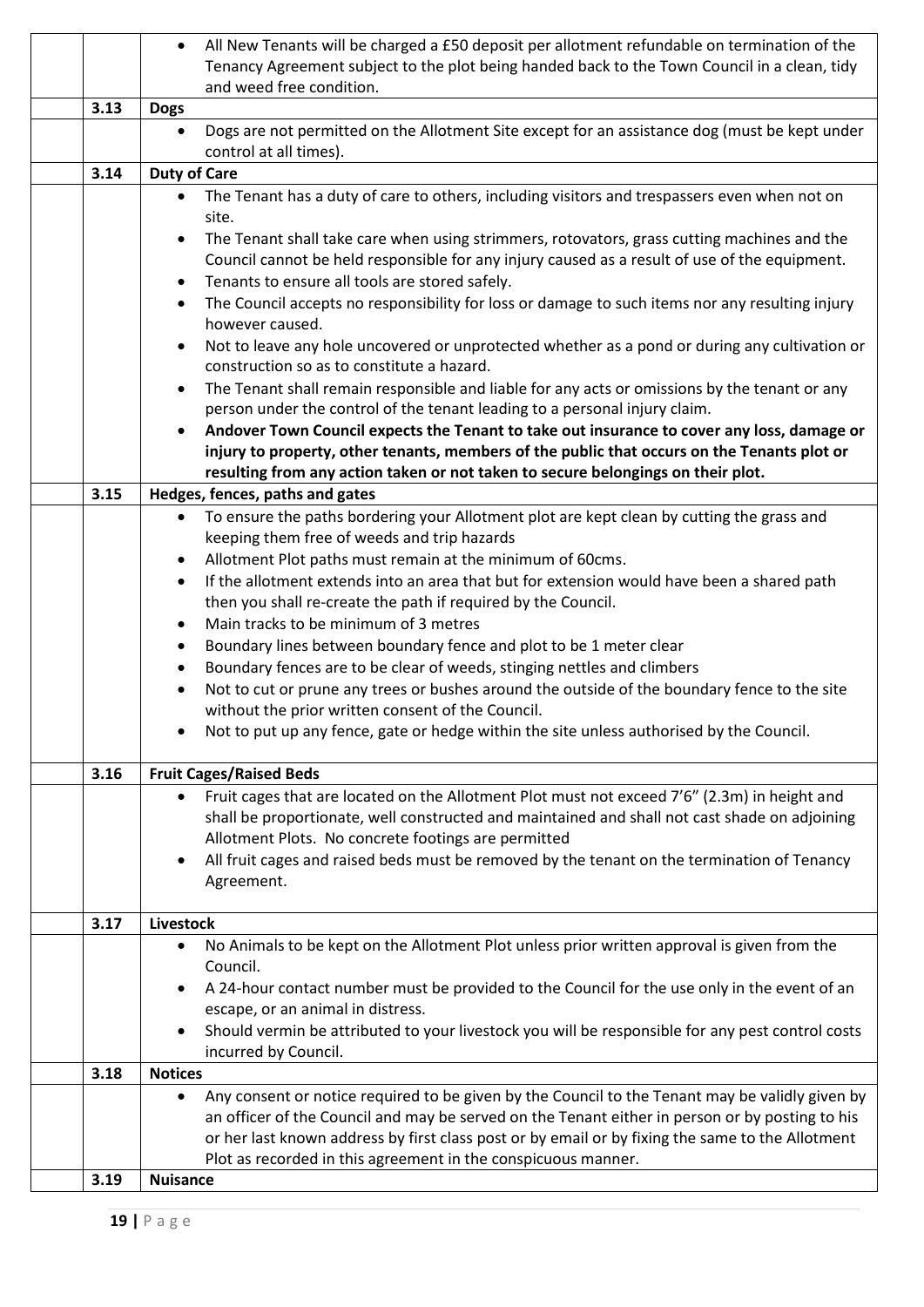- All New Tenants will be charged a £50 deposit per allotment refundable on termination of the Tenancy Agreement subject to the plot being handed back to the Town Council in a clean, tidy and weed free condition.

**3.13 Dogs**

- Dogs are not permitted on the Allotment Site except for an assistance dog (must be kept under control at all times).

**3.14 Duty of Care**

- The Tenant has a duty of care to others, including visitors and trespassers even when not on site.
- The Tenant shall take care when using strimmers, rotovators, grass cutting machines and the Council cannot be held responsible for any injury caused as a result of use of the equipment.
- Tenants to ensure all tools are stored safely.
- The Council accepts no responsibility for loss or damage to such items nor any resulting injury however caused.
- Not to leave any hole uncovered or unprotected whether as a pond or during any cultivation or construction so as to constitute a hazard.
- The Tenant shall remain responsible and liable for any acts or omissions by the tenant or any person under the control of the tenant leading to a personal injury claim.
- **Andover Town Council expects the Tenant to take out insurance to cover any loss, damage or injury to property, other tenants, members of the public that occurs on the Tenants plot or resulting from any action taken or not taken to secure belongings on their plot.**

**3.15 Hedges, fences, paths and gates**

- To ensure the paths bordering your Allotment plot are kept clean by cutting the grass and keeping them free of weeds and trip hazards
- Allotment Plot paths must remain at the minimum of 60cms.
- If the allotment extends into an area that but for extension would have been a shared path then you shall re-create the path if required by the Council.
- Main tracks to be minimum of 3 metres
- Boundary lines between boundary fence and plot to be 1 meter clear
- Boundary fences are to be clear of weeds, stinging nettles and climbers
- Not to cut or prune any trees or bushes around the outside of the boundary fence to the site without the prior written consent of the Council.
- Not to put up any fence, gate or hedge within the site unless authorised by the Council.

**3.16 Fruit Cages/Raised Beds**

- Fruit cages that are located on the Allotment Plot must not exceed 7'6" (2.3m) in height and shall be proportionate, well constructed and maintained and shall not cast shade on adjoining Allotment Plots. No concrete footings are permitted
- All fruit cages and raised beds must be removed by the tenant on the termination of Tenancy Agreement.

**3.17 Livestock**

- No Animals to be kept on the Allotment Plot unless prior written approval is given from the Council.
- A 24-hour contact number must be provided to the Council for the use only in the event of an escape, or an animal in distress.
- Should vermin be attributed to your livestock you will be responsible for any pest control costs incurred by Council.

**3.18 Notices**

- Any consent or notice required to be given by the Council to the Tenant may be validly given by an officer of the Council and may be served on the Tenant either in person or by posting to his or her last known address by first class post or by email or by fixing the same to the Allotment Plot as recorded in this agreement in the conspicuous manner.

**3.19 Nuisance**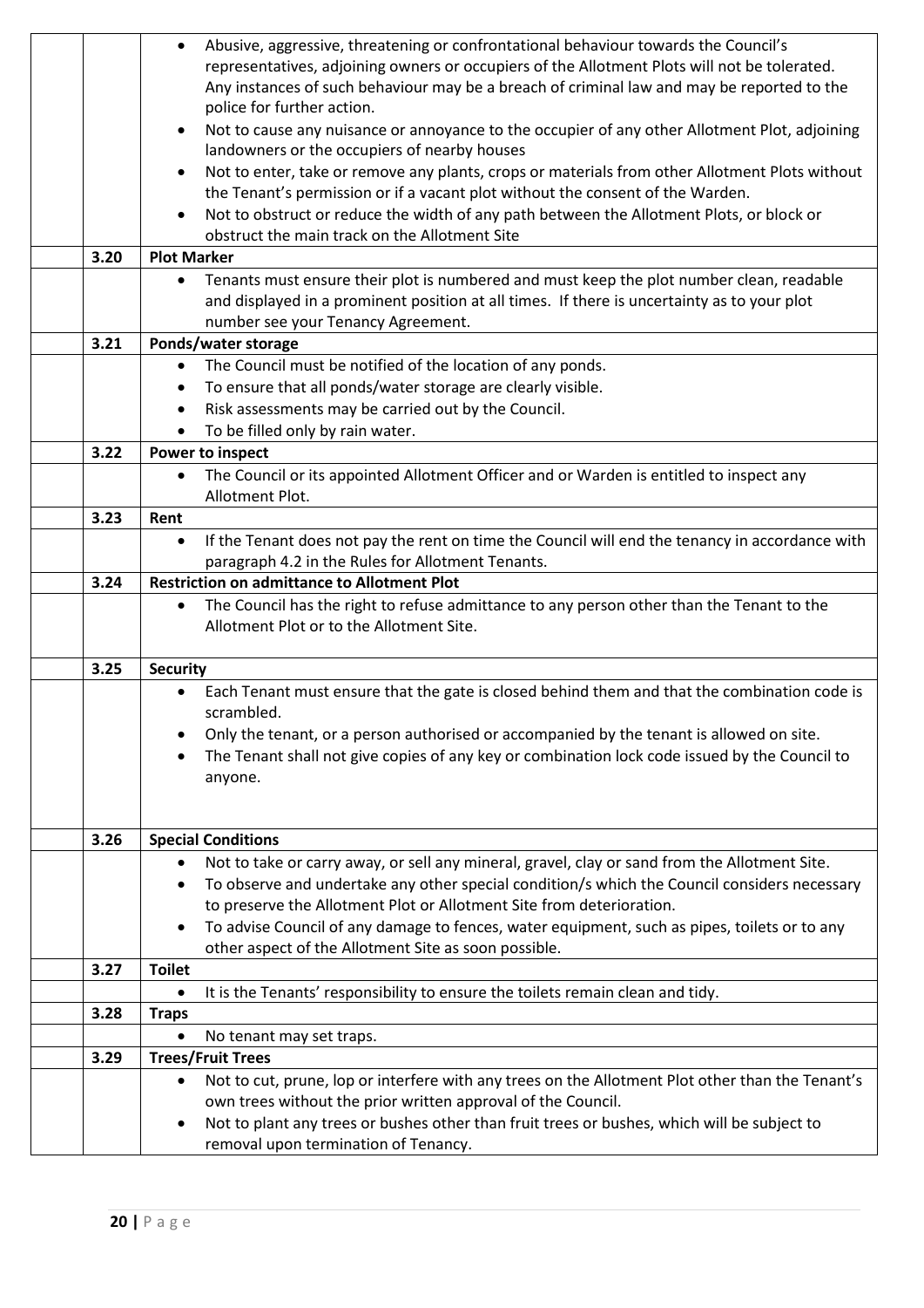| | | |
|---|---|---|
| | | • Abusive, aggressive, threatening or confrontational behaviour towards the Council's representatives, adjoining owners or occupiers of the Allotment Plots will not be tolerated. Any instances of such behaviour may be a breach of criminal law and may be reported to the police for further action.<br>• Not to cause any nuisance or annoyance to the occupier of any other Allotment Plot, adjoining landowners or the occupiers of nearby houses<br>• Not to enter, take or remove any plants, crops or materials from other Allotment Plots without the Tenant's permission or if a vacant plot without the consent of the Warden.<br>• Not to obstruct or reduce the width of any path between the Allotment Plots, or block or obstruct the main track on the Allotment Site |
| | 3.20 | **Plot Marker** |
| | | • Tenants must ensure their plot is numbered and must keep the plot number clean, readable and displayed in a prominent position at all times. If there is uncertainty as to your plot number see your Tenancy Agreement. |
| | 3.21 | **Ponds/water storage** |
| | | • The Council must be notified of the location of any ponds.<br>• To ensure that all ponds/water storage are clearly visible.<br>• Risk assessments may be carried out by the Council.<br>• To be filled only by rain water. |
| | 3.22 | **Power to inspect** |
| | | • The Council or its appointed Allotment Officer and or Warden is entitled to inspect any Allotment Plot. |
| | 3.23 | **Rent** |
| | | • If the Tenant does not pay the rent on time the Council will end the tenancy in accordance with paragraph 4.2 in the Rules for Allotment Tenants. |
| | 3.24 | **Restriction on admittance to Allotment Plot** |
| | | • The Council has the right to refuse admittance to any person other than the Tenant to the Allotment Plot or to the Allotment Site. |
| | 3.25 | **Security** |
| | | • Each Tenant must ensure that the gate is closed behind them and that the combination code is scrambled.<br>• Only the tenant, or a person authorised or accompanied by the tenant is allowed on site.<br>• The Tenant shall not give copies of any key or combination lock code issued by the Council to anyone. |
| | 3.26 | **Special Conditions** |
| | | • Not to take or carry away, or sell any mineral, gravel, clay or sand from the Allotment Site.<br>• To observe and undertake any other special condition/s which the Council considers necessary to preserve the Allotment Plot or Allotment Site from deterioration.<br>• To advise Council of any damage to fences, water equipment, such as pipes, toilets or to any other aspect of the Allotment Site as soon possible. |
| | 3.27 | **Toilet** |
| | | • It is the Tenants' responsibility to ensure the toilets remain clean and tidy. |
| | 3.28 | **Traps** |
| | | • No tenant may set traps. |
| | 3.29 | **Trees/Fruit Trees** |
| | | • Not to cut, prune, lop or interfere with any trees on the Allotment Plot other than the Tenant's own trees without the prior written approval of the Council.<br>• Not to plant any trees or bushes other than fruit trees or bushes, which will be subject to removal upon termination of Tenancy. |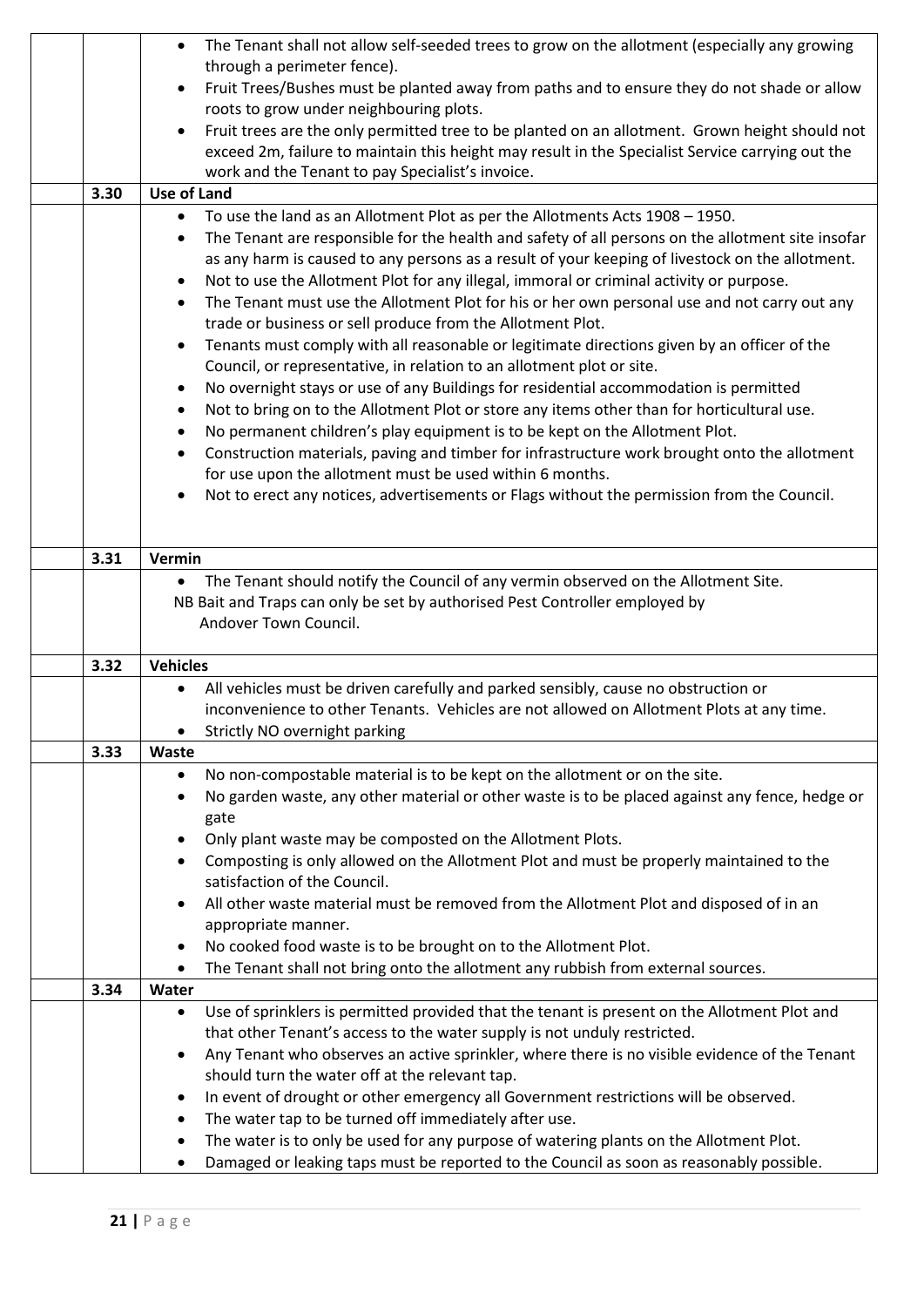|  |  |  |
|---|---|---|
|  |  | • The Tenant shall not allow self-seeded trees to grow on the allotment (especially any growing through a perimeter fence).<br>• Fruit Trees/Bushes must be planted away from paths and to ensure they do not shade or allow roots to grow under neighbouring plots.<br>• Fruit trees are the only permitted tree to be planted on an allotment. Grown height should not exceed 2m, failure to maintain this height may result in the Specialist Service carrying out the work and the Tenant to pay Specialist's invoice. |
|  | 3.30 | **Use of Land** |
|  |  | • To use the land as an Allotment Plot as per the Allotments Acts 1908 – 1950.<br>• The Tenant are responsible for the health and safety of all persons on the allotment site insofar as any harm is caused to any persons as a result of your keeping of livestock on the allotment.<br>• Not to use the Allotment Plot for any illegal, immoral or criminal activity or purpose.<br>• The Tenant must use the Allotment Plot for his or her own personal use and not carry out any trade or business or sell produce from the Allotment Plot.<br>• Tenants must comply with all reasonable or legitimate directions given by an officer of the Council, or representative, in relation to an allotment plot or site.<br>• No overnight stays or use of any Buildings for residential accommodation is permitted<br>• Not to bring on to the Allotment Plot or store any items other than for horticultural use.<br>• No permanent children's play equipment is to be kept on the Allotment Plot.<br>• Construction materials, paving and timber for infrastructure work brought onto the allotment for use upon the allotment must be used within 6 months.<br>• Not to erect any notices, advertisements or Flags without the permission from the Council. |
|  | 3.31 | **Vermin** |
|  |  | • The Tenant should notify the Council of any vermin observed on the Allotment Site.<br>NB Bait and Traps can only be set by authorised Pest Controller employed by Andover Town Council. |
|  | 3.32 | **Vehicles** |
|  |  | • All vehicles must be driven carefully and parked sensibly, cause no obstruction or inconvenience to other Tenants. Vehicles are not allowed on Allotment Plots at any time.<br>• Strictly NO overnight parking |
|  | 3.33 | **Waste** |
|  |  | • No non-compostable material is to be kept on the allotment or on the site.<br>• No garden waste, any other material or other waste is to be placed against any fence, hedge or gate<br>• Only plant waste may be composted on the Allotment Plots.<br>• Composting is only allowed on the Allotment Plot and must be properly maintained to the satisfaction of the Council.<br>• All other waste material must be removed from the Allotment Plot and disposed of in an appropriate manner.<br>• No cooked food waste is to be brought on to the Allotment Plot.<br>• The Tenant shall not bring onto the allotment any rubbish from external sources. |
|  | 3.34 | **Water** |
|  |  | • Use of sprinklers is permitted provided that the tenant is present on the Allotment Plot and that other Tenant's access to the water supply is not unduly restricted.<br>• Any Tenant who observes an active sprinkler, where there is no visible evidence of the Tenant should turn the water off at the relevant tap.<br>• In event of drought or other emergency all Government restrictions will be observed.<br>• The water tap to be turned off immediately after use.<br>• The water is to only be used for any purpose of watering plants on the Allotment Plot.<br>• Damaged or leaking taps must be reported to the Council as soon as reasonably possible. |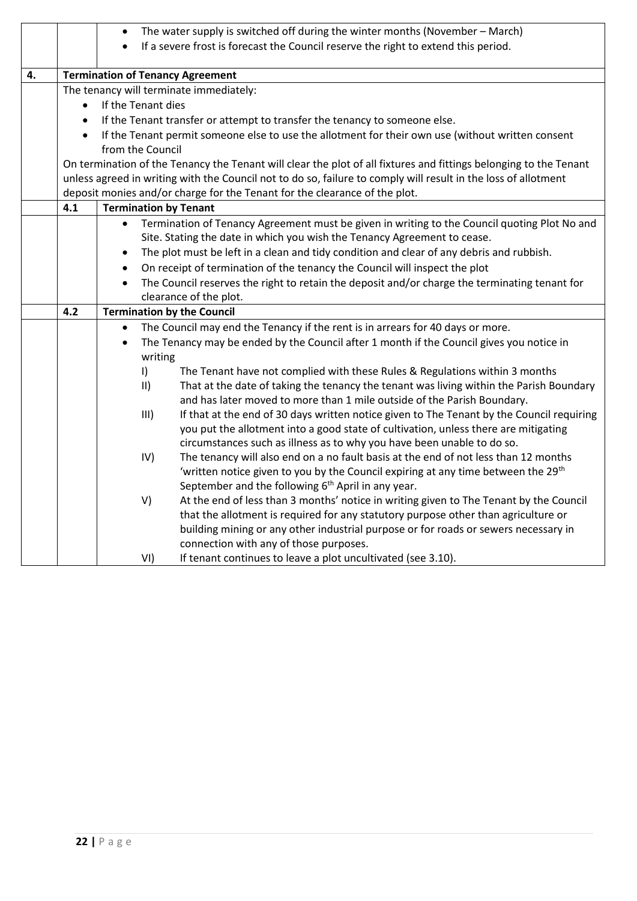- The water supply is switched off during the winter months (November – March)
- If a severe frost is forecast the Council reserve the right to extend this period.

## 4. Termination of Tenancy Agreement

The tenancy will terminate immediately:

- If the Tenant dies
- If the Tenant transfer or attempt to transfer the tenancy to someone else.
- If the Tenant permit someone else to use the allotment for their own use (without written consent from the Council

On termination of the Tenancy the Tenant will clear the plot of all fixtures and fittings belonging to the Tenant unless agreed in writing with the Council not to do so, failure to comply will result in the loss of allotment deposit monies and/or charge for the Tenant for the clearance of the plot.

### 4.1 Termination by Tenant

- Termination of Tenancy Agreement must be given in writing to the Council quoting Plot No and Site. Stating the date in which you wish the Tenancy Agreement to cease.
- The plot must be left in a clean and tidy condition and clear of any debris and rubbish.
- On receipt of termination of the tenancy the Council will inspect the plot
- The Council reserves the right to retain the deposit and/or charge the terminating tenant for clearance of the plot.

### 4.2 Termination by the Council

- The Council may end the Tenancy if the rent is in arrears for 40 days or more.
- The Tenancy may be ended by the Council after 1 month if the Council gives you notice in writing
  - I) The Tenant have not complied with these Rules & Regulations within 3 months
  - II) That at the date of taking the tenancy the tenant was living within the Parish Boundary and has later moved to more than 1 mile outside of the Parish Boundary.
  - III) If that at the end of 30 days written notice given to The Tenant by the Council requiring you put the allotment into a good state of cultivation, unless there are mitigating circumstances such as illness as to why you have been unable to do so.
  - IV) The tenancy will also end on a no fault basis at the end of not less than 12 months 'written notice given to you by the Council expiring at any time between the 29th September and the following 6th April in any year.
  - V) At the end of less than 3 months' notice in writing given to The Tenant by the Council that the allotment is required for any statutory purpose other than agriculture or building mining or any other industrial purpose or for roads or sewers necessary in connection with any of those purposes.
  - VI) If tenant continues to leave a plot uncultivated (see 3.10).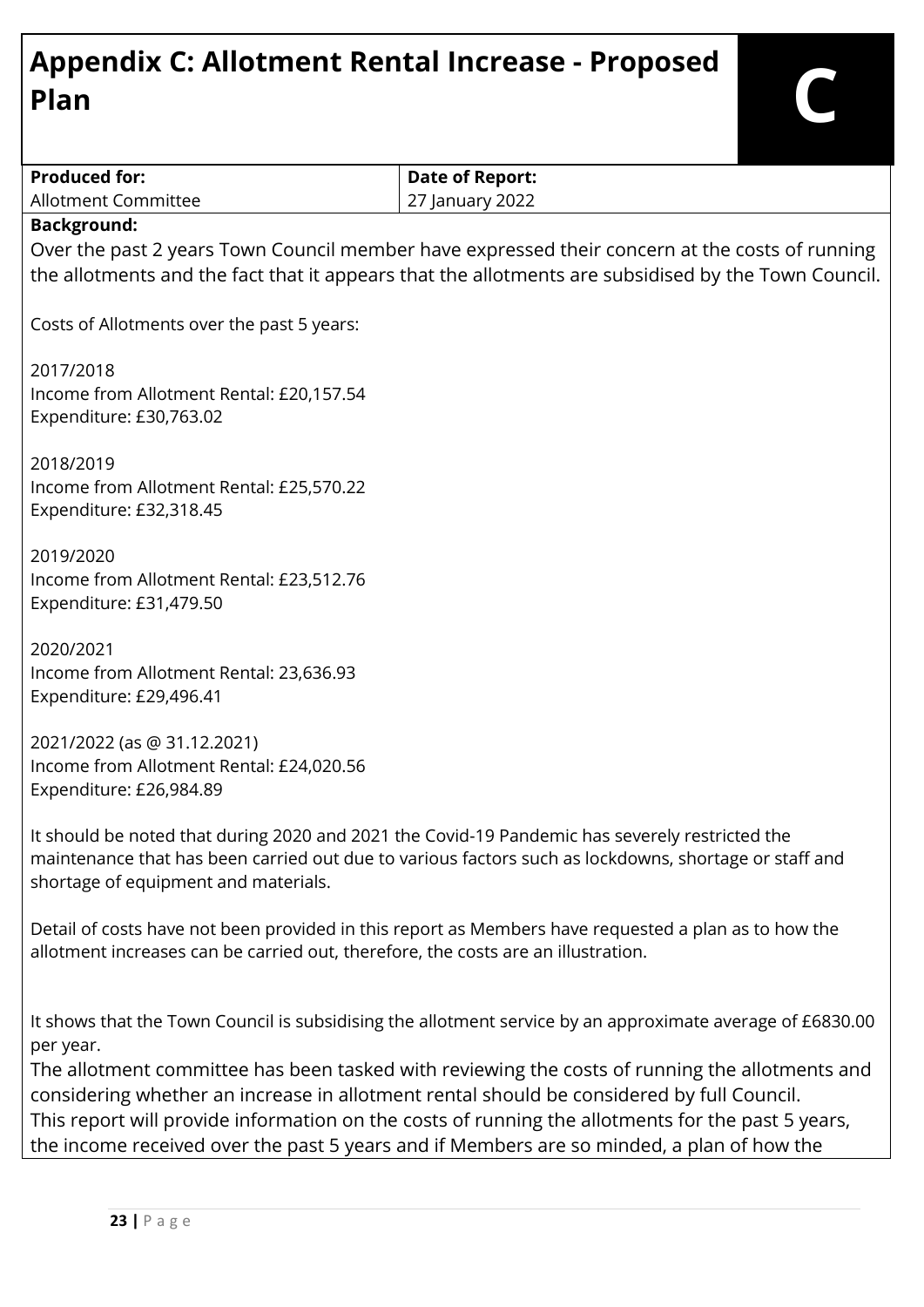# Appendix C: Allotment Rental Increase - Proposed Plan

**C**

| **Produced for:** | **Date of Report:** |
|---|---|
| Allotment Committee | 27 January 2022 |

**Background:**

Over the past 2 years Town Council member have expressed their concern at the costs of running the allotments and the fact that it appears that the allotments are subsidised by the Town Council.

Costs of Allotments over the past 5 years:

2017/2018
Income from Allotment Rental: £20,157.54
Expenditure: £30,763.02

2018/2019
Income from Allotment Rental: £25,570.22
Expenditure: £32,318.45

2019/2020
Income from Allotment Rental: £23,512.76
Expenditure: £31,479.50

2020/2021
Income from Allotment Rental: 23,636.93
Expenditure: £29,496.41

2021/2022 (as @ 31.12.2021)
Income from Allotment Rental: £24,020.56
Expenditure: £26,984.89

It should be noted that during 2020 and 2021 the Covid-19 Pandemic has severely restricted the maintenance that has been carried out due to various factors such as lockdowns, shortage or staff and shortage of equipment and materials.

Detail of costs have not been provided in this report as Members have requested a plan as to how the allotment increases can be carried out, therefore, the costs are an illustration.

It shows that the Town Council is subsidising the allotment service by an approximate average of £6830.00 per year.

The allotment committee has been tasked with reviewing the costs of running the allotments and considering whether an increase in allotment rental should be considered by full Council.

This report will provide information on the costs of running the allotments for the past 5 years, the income received over the past 5 years and if Members are so minded, a plan of how the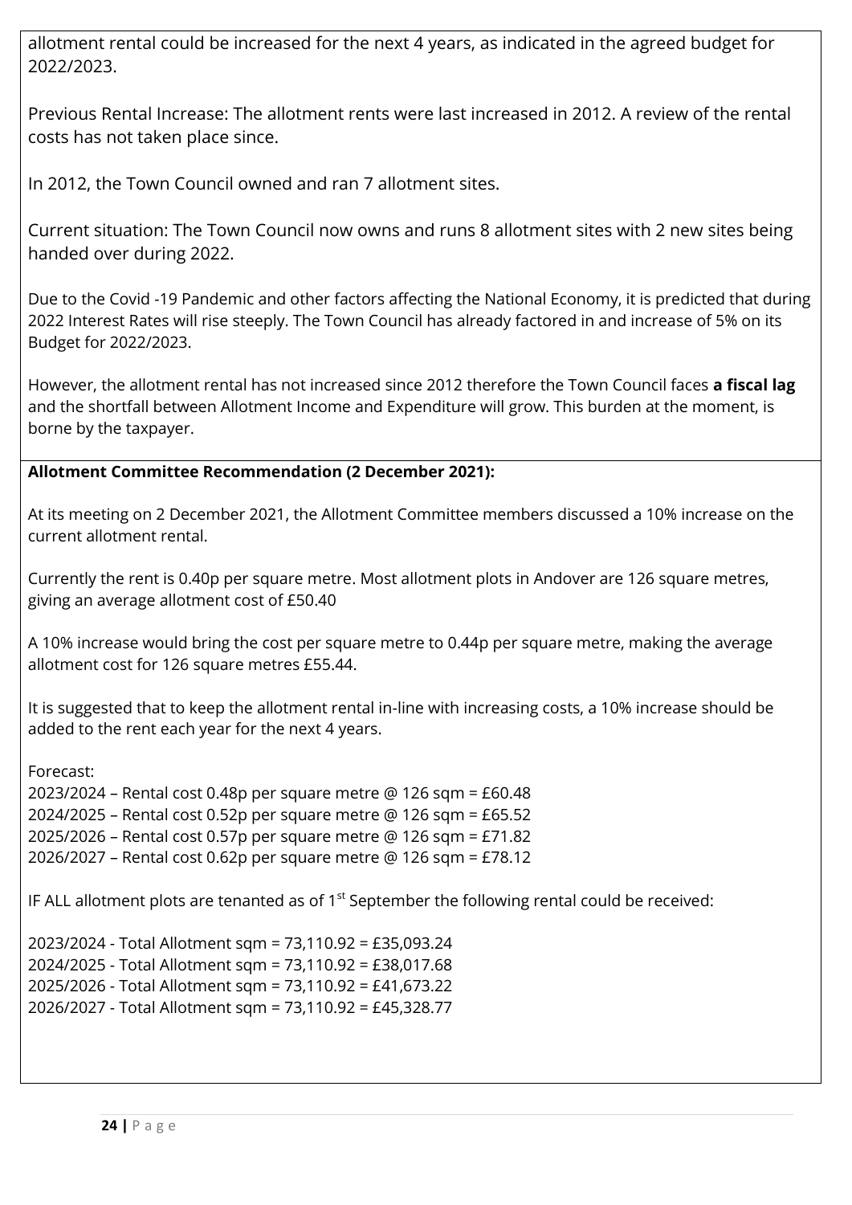allotment rental could be increased for the next 4 years, as indicated in the agreed budget for 2022/2023.

Previous Rental Increase: The allotment rents were last increased in 2012. A review of the rental costs has not taken place since.

In 2012, the Town Council owned and ran 7 allotment sites.

Current situation: The Town Council now owns and runs 8 allotment sites with 2 new sites being handed over during 2022.

Due to the Covid -19 Pandemic and other factors affecting the National Economy, it is predicted that during 2022 Interest Rates will rise steeply. The Town Council has already factored in and increase of 5% on its Budget for 2022/2023.

However, the allotment rental has not increased since 2012 therefore the Town Council faces **a fiscal lag** and the shortfall between Allotment Income and Expenditure will grow. This burden at the moment, is borne by the taxpayer.

**Allotment Committee Recommendation (2 December 2021):**

At its meeting on 2 December 2021, the Allotment Committee members discussed a 10% increase on the current allotment rental.

Currently the rent is 0.40p per square metre. Most allotment plots in Andover are 126 square metres, giving an average allotment cost of £50.40

A 10% increase would bring the cost per square metre to 0.44p per square metre, making the average allotment cost for 126 square metres £55.44.

It is suggested that to keep the allotment rental in-line with increasing costs, a 10% increase should be added to the rent each year for the next 4 years.

Forecast:
2023/2024 – Rental cost 0.48p per square metre @ 126 sqm = £60.48
2024/2025 – Rental cost 0.52p per square metre @ 126 sqm = £65.52
2025/2026 – Rental cost 0.57p per square metre @ 126 sqm = £71.82
2026/2027 – Rental cost 0.62p per square metre @ 126 sqm = £78.12

IF ALL allotment plots are tenanted as of 1st September the following rental could be received:

2023/2024 - Total Allotment sqm = 73,110.92 = £35,093.24
2024/2025 - Total Allotment sqm = 73,110.92 = £38,017.68
2025/2026 - Total Allotment sqm = 73,110.92 = £41,673.22
2026/2027 - Total Allotment sqm = 73,110.92 = £45,328.77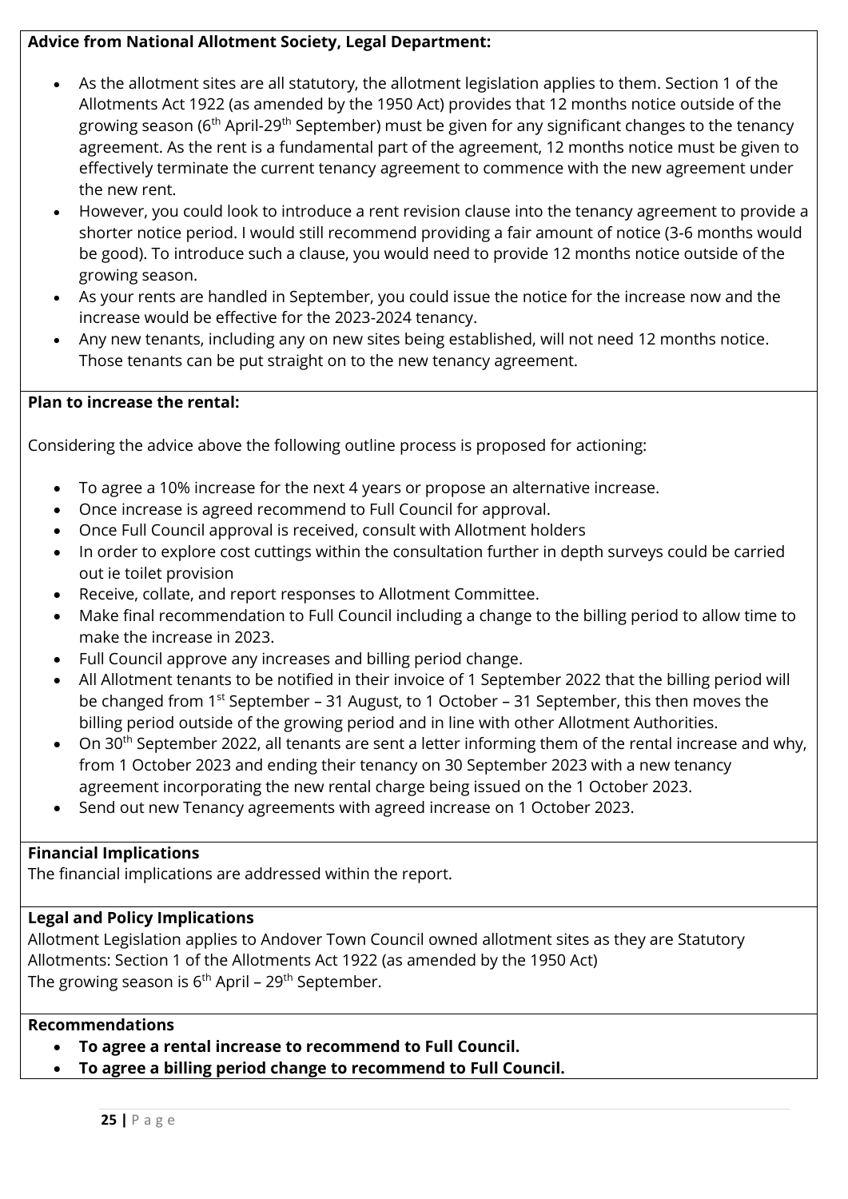**Advice from National Allotment Society, Legal Department:**

- As the allotment sites are all statutory, the allotment legislation applies to them. Section 1 of the Allotments Act 1922 (as amended by the 1950 Act) provides that 12 months notice outside of the growing season (6th April-29th September) must be given for any significant changes to the tenancy agreement. As the rent is a fundamental part of the agreement, 12 months notice must be given to effectively terminate the current tenancy agreement to commence with the new agreement under the new rent.
- However, you could look to introduce a rent revision clause into the tenancy agreement to provide a shorter notice period. I would still recommend providing a fair amount of notice (3-6 months would be good). To introduce such a clause, you would need to provide 12 months notice outside of the growing season.
- As your rents are handled in September, you could issue the notice for the increase now and the increase would be effective for the 2023-2024 tenancy.
- Any new tenants, including any on new sites being established, will not need 12 months notice. Those tenants can be put straight on to the new tenancy agreement.

**Plan to increase the rental:**

Considering the advice above the following outline process is proposed for actioning:

- To agree a 10% increase for the next 4 years or propose an alternative increase.
- Once increase is agreed recommend to Full Council for approval.
- Once Full Council approval is received, consult with Allotment holders
- In order to explore cost cuttings within the consultation further in depth surveys could be carried out ie toilet provision
- Receive, collate, and report responses to Allotment Committee.
- Make final recommendation to Full Council including a change to the billing period to allow time to make the increase in 2023.
- Full Council approve any increases and billing period change.
- All Allotment tenants to be notified in their invoice of 1 September 2022 that the billing period will be changed from 1st September – 31 August, to 1 October – 31 September, this then moves the billing period outside of the growing period and in line with other Allotment Authorities.
- On 30th September 2022, all tenants are sent a letter informing them of the rental increase and why, from 1 October 2023 and ending their tenancy on 30 September 2023 with a new tenancy agreement incorporating the new rental charge being issued on the 1 October 2023.
- Send out new Tenancy agreements with agreed increase on 1 October 2023.

**Financial Implications**

The financial implications are addressed within the report.

**Legal and Policy Implications**

Allotment Legislation applies to Andover Town Council owned allotment sites as they are Statutory Allotments: Section 1 of the Allotments Act 1922 (as amended by the 1950 Act)
The growing season is 6th April – 29th September.

**Recommendations**

- **To agree a rental increase to recommend to Full Council.**
- **To agree a billing period change to recommend to Full Council.**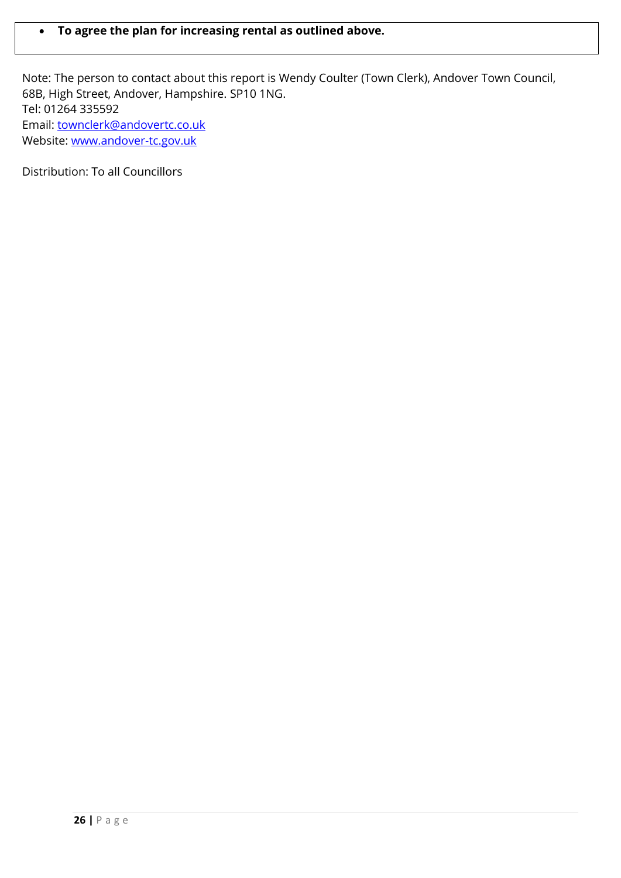- **To agree the plan for increasing rental as outlined above.**

Note: The person to contact about this report is Wendy Coulter (Town Clerk), Andover Town Council, 68B, High Street, Andover, Hampshire. SP10 1NG.
Tel: 01264 335592
Email: townclerk@andovertc.co.uk
Website: www.andover-tc.gov.uk

Distribution: To all Councillors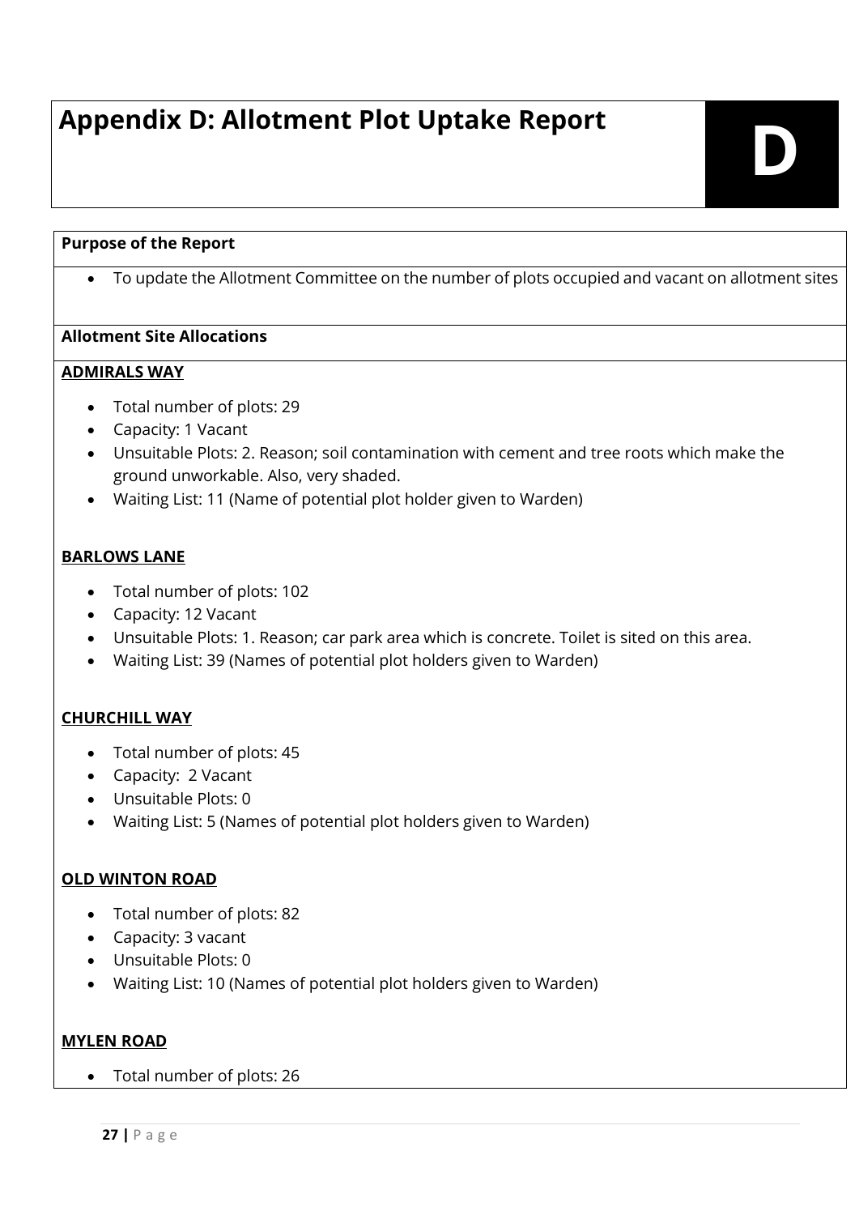# Appendix D: Allotment Plot Uptake Report

**D**

**Purpose of the Report**

- To update the Allotment Committee on the number of plots occupied and vacant on allotment sites

**Allotment Site Allocations**

**ADMIRALS WAY**

- Total number of plots: 29
- Capacity: 1 Vacant
- Unsuitable Plots: 2. Reason; soil contamination with cement and tree roots which make the ground unworkable. Also, very shaded.
- Waiting List: 11 (Name of potential plot holder given to Warden)

**BARLOWS LANE**

- Total number of plots: 102
- Capacity: 12 Vacant
- Unsuitable Plots: 1. Reason; car park area which is concrete. Toilet is sited on this area.
- Waiting List: 39 (Names of potential plot holders given to Warden)

**CHURCHILL WAY**

- Total number of plots: 45
- Capacity: 2 Vacant
- Unsuitable Plots: 0
- Waiting List: 5 (Names of potential plot holders given to Warden)

**OLD WINTON ROAD**

- Total number of plots: 82
- Capacity: 3 vacant
- Unsuitable Plots: 0
- Waiting List: 10 (Names of potential plot holders given to Warden)

**MYLEN ROAD**

- Total number of plots: 26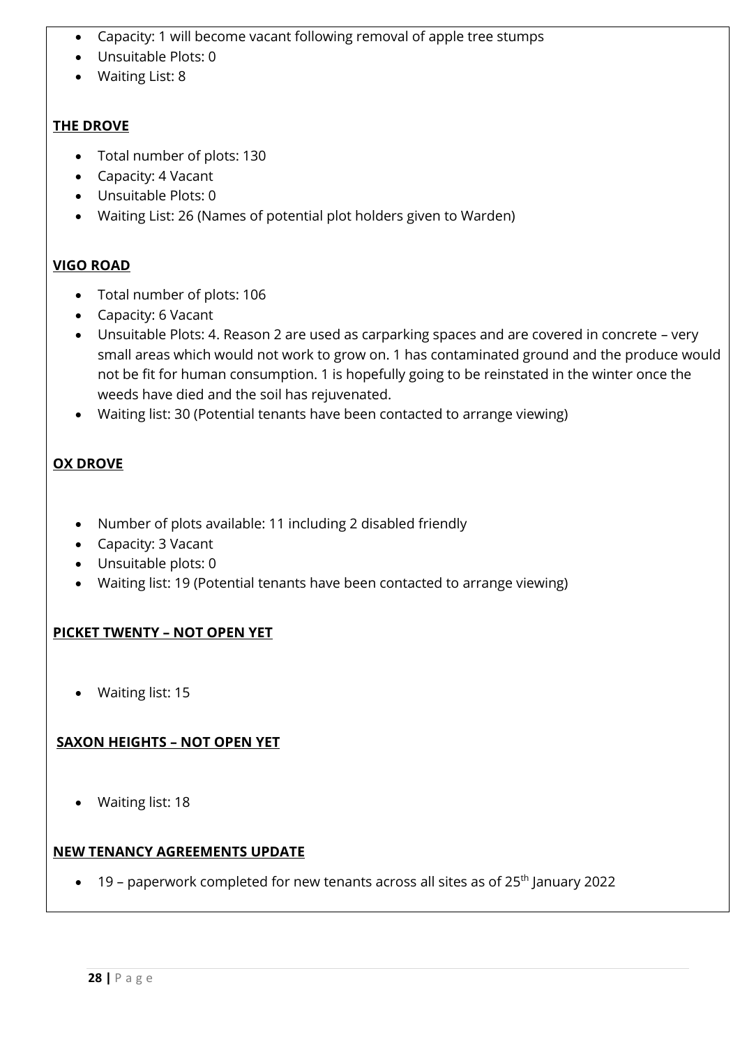- Capacity: 1 will become vacant following removal of apple tree stumps
- Unsuitable Plots: 0
- Waiting List: 8

**THE DROVE**

- Total number of plots: 130
- Capacity: 4 Vacant
- Unsuitable Plots: 0
- Waiting List: 26 (Names of potential plot holders given to Warden)

**VIGO ROAD**

- Total number of plots: 106
- Capacity: 6 Vacant
- Unsuitable Plots: 4. Reason 2 are used as carparking spaces and are covered in concrete – very small areas which would not work to grow on. 1 has contaminated ground and the produce would not be fit for human consumption. 1 is hopefully going to be reinstated in the winter once the weeds have died and the soil has rejuvenated.
- Waiting list: 30 (Potential tenants have been contacted to arrange viewing)

**OX DROVE**

- Number of plots available: 11 including 2 disabled friendly
- Capacity: 3 Vacant
- Unsuitable plots: 0
- Waiting list: 19 (Potential tenants have been contacted to arrange viewing)

**PICKET TWENTY – NOT OPEN YET**

- Waiting list: 15

**SAXON HEIGHTS – NOT OPEN YET**

- Waiting list: 18

**NEW TENANCY AGREEMENTS UPDATE**

- 19 – paperwork completed for new tenants across all sites as of 25th January 2022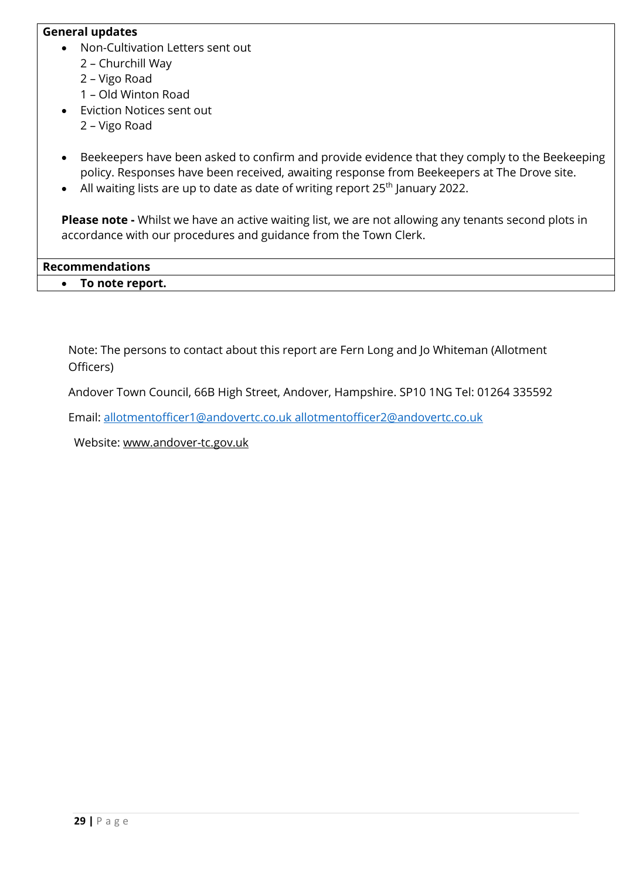**General updates**

- Non-Cultivation Letters sent out
  2 – Churchill Way
  2 – Vigo Road
  1 – Old Winton Road
- Eviction Notices sent out
  2 – Vigo Road

- Beekeepers have been asked to confirm and provide evidence that they comply to the Beekeeping policy. Responses have been received, awaiting response from Beekeepers at The Drove site.
- All waiting lists are up to date as date of writing report 25th January 2022.

**Please note -** Whilst we have an active waiting list, we are not allowing any tenants second plots in accordance with our procedures and guidance from the Town Clerk.

**Recommendations**

- **To note report.**

Note: The persons to contact about this report are Fern Long and Jo Whiteman (Allotment Officers)

Andover Town Council, 66B High Street, Andover, Hampshire. SP10 1NG Tel: 01264 335592

Email: allotmentofficer1@andovertc.co.uk allotmentofficer2@andovertc.co.uk

Website: www.andover-tc.gov.uk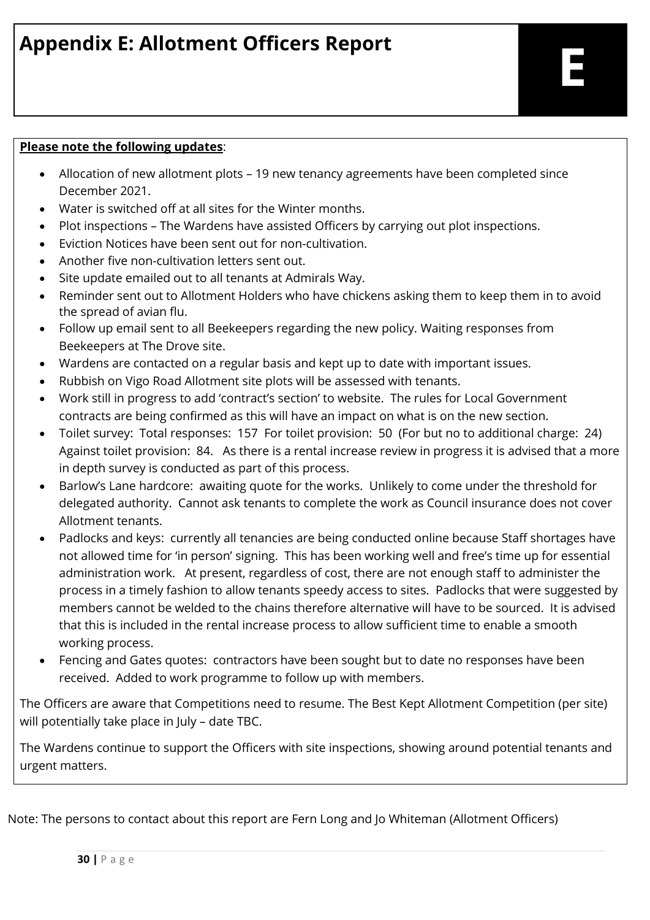# Appendix E: Allotment Officers Report

E

**Please note the following updates**:

- Allocation of new allotment plots – 19 new tenancy agreements have been completed since December 2021.
- Water is switched off at all sites for the Winter months.
- Plot inspections – The Wardens have assisted Officers by carrying out plot inspections.
- Eviction Notices have been sent out for non-cultivation.
- Another five non-cultivation letters sent out.
- Site update emailed out to all tenants at Admirals Way.
- Reminder sent out to Allotment Holders who have chickens asking them to keep them in to avoid the spread of avian flu.
- Follow up email sent to all Beekeepers regarding the new policy. Waiting responses from Beekeepers at The Drove site.
- Wardens are contacted on a regular basis and kept up to date with important issues.
- Rubbish on Vigo Road Allotment site plots will be assessed with tenants.
- Work still in progress to add 'contract's section' to website. The rules for Local Government contracts are being confirmed as this will have an impact on what is on the new section.
- Toilet survey: Total responses: 157 For toilet provision: 50 (For but no to additional charge: 24) Against toilet provision: 84. As there is a rental increase review in progress it is advised that a more in depth survey is conducted as part of this process.
- Barlow's Lane hardcore: awaiting quote for the works. Unlikely to come under the threshold for delegated authority. Cannot ask tenants to complete the work as Council insurance does not cover Allotment tenants.
- Padlocks and keys: currently all tenancies are being conducted online because Staff shortages have not allowed time for 'in person' signing. This has been working well and free's time up for essential administration work. At present, regardless of cost, there are not enough staff to administer the process in a timely fashion to allow tenants speedy access to sites. Padlocks that were suggested by members cannot be welded to the chains therefore alternative will have to be sourced. It is advised that this is included in the rental increase process to allow sufficient time to enable a smooth working process.
- Fencing and Gates quotes: contractors have been sought but to date no responses have been received. Added to work programme to follow up with members.

The Officers are aware that Competitions need to resume. The Best Kept Allotment Competition (per site) will potentially take place in July – date TBC.

The Wardens continue to support the Officers with site inspections, showing around potential tenants and urgent matters.

Note: The persons to contact about this report are Fern Long and Jo Whiteman (Allotment Officers)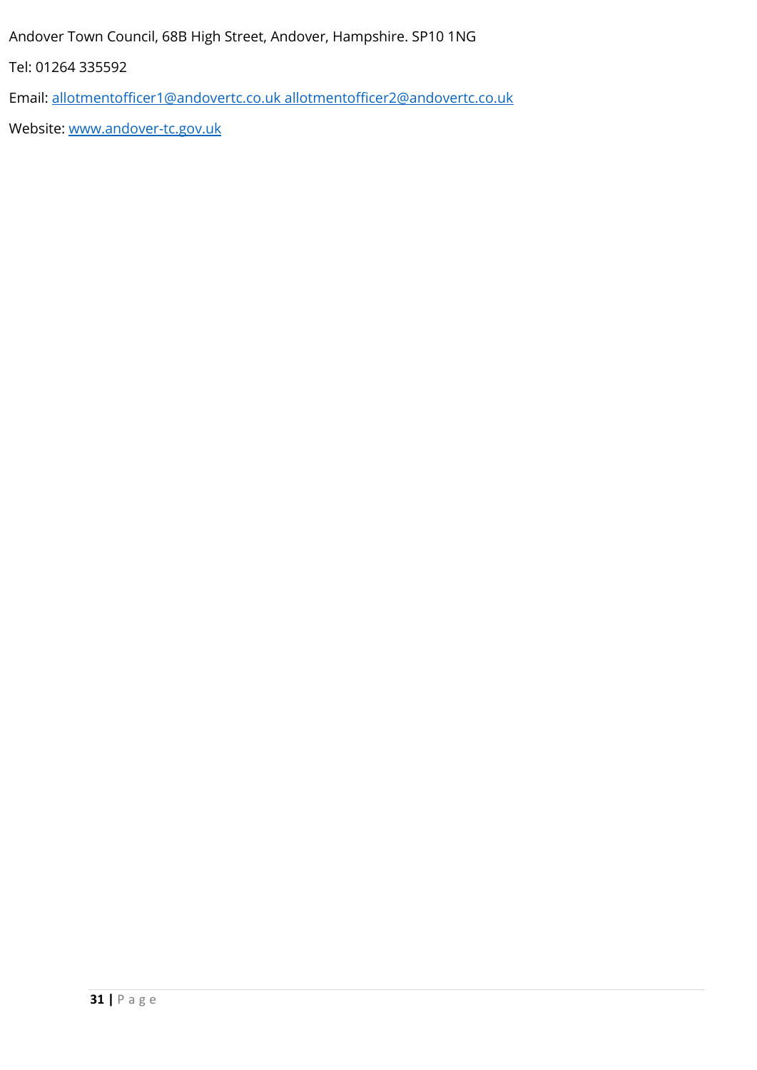Andover Town Council, 68B High Street, Andover, Hampshire. SP10 1NG

Tel: 01264 335592

Email: allotmentofficer1@andovertc.co.uk allotmentofficer2@andovertc.co.uk

Website: www.andover-tc.gov.uk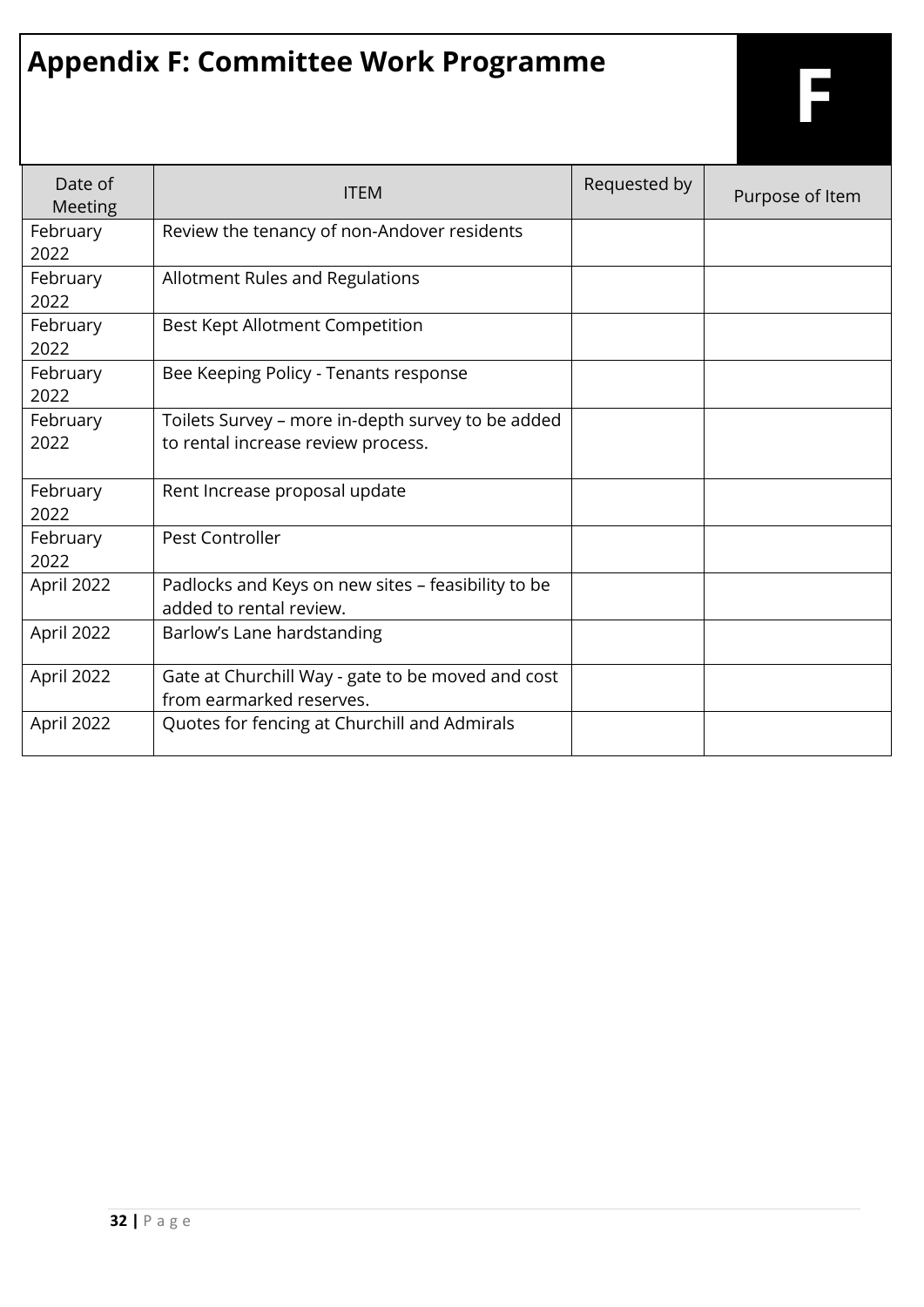# Appendix F: Committee Work Programme

F

| Date of Meeting | ITEM | Requested by | Purpose of Item |
|---|---|---|---|
| February 2022 | Review the tenancy of non-Andover residents | | |
| February 2022 | Allotment Rules and Regulations | | |
| February 2022 | Best Kept Allotment Competition | | |
| February 2022 | Bee Keeping Policy - Tenants response | | |
| February 2022 | Toilets Survey – more in-depth survey to be added to rental increase review process. | | |
| February 2022 | Rent Increase proposal update | | |
| February 2022 | Pest Controller | | |
| April 2022 | Padlocks and Keys on new sites – feasibility to be added to rental review. | | |
| April 2022 | Barlow's Lane hardstanding | | |
| April 2022 | Gate at Churchill Way - gate to be moved and cost from earmarked reserves. | | |
| April 2022 | Quotes for fencing at Churchill and Admirals | | |